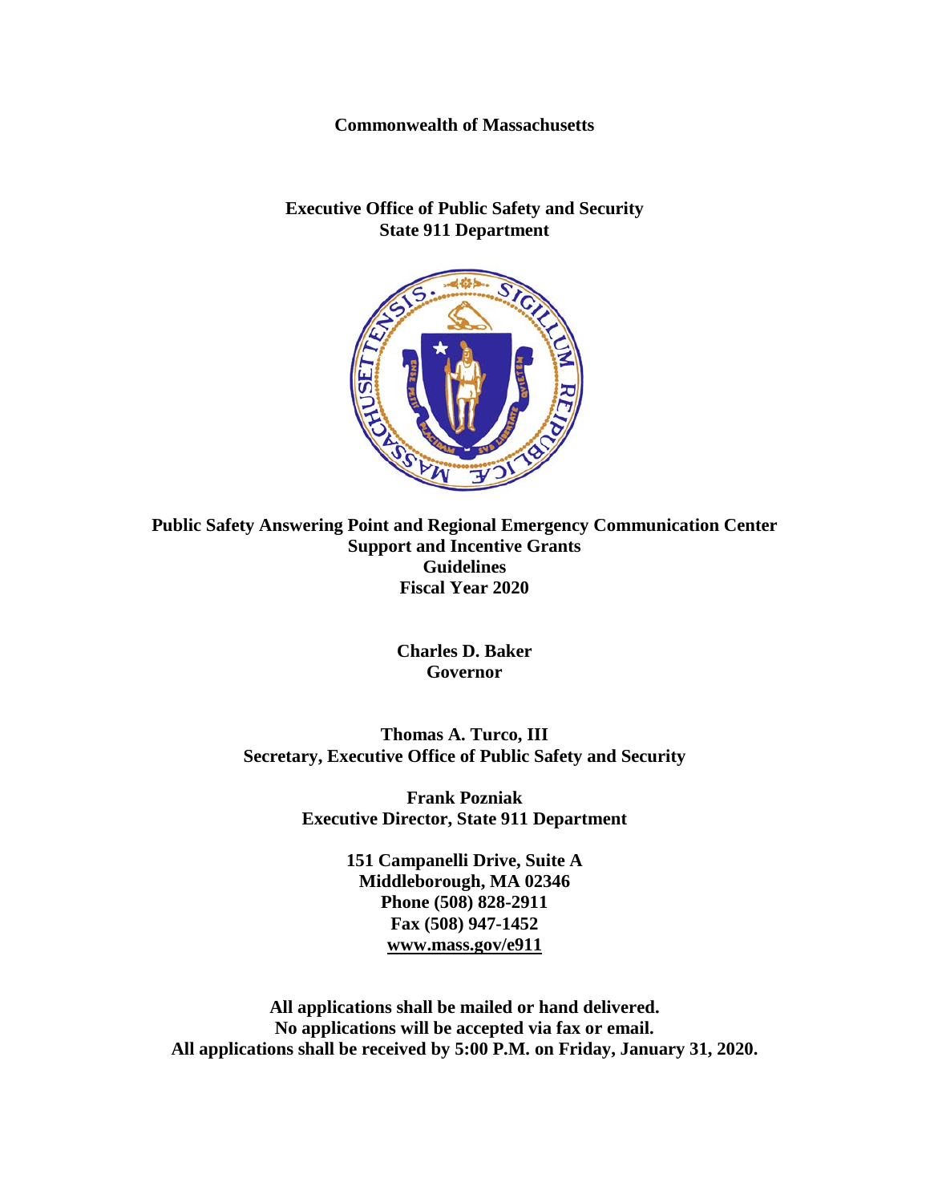**Commonwealth of Massachusetts**

**Executive Office of Public Safety and Security**
**State 911 Department**

# Public Safety Answering Point and Regional Emergency Communication Center Support and Incentive Grants Guidelines Fiscal Year 2020

**Charles D. Baker**
**Governor**

**Thomas A. Turco, III**
**Secretary, Executive Office of Public Safety and Security**

**Frank Pozniak**
**Executive Director, State 911 Department**

**151 Campanelli Drive, Suite A**
**Middleborough, MA 02346**
**Phone (508) 828-2911**
**Fax (508) 947-1452**
**www.mass.gov/e911**

**All applications shall be mailed or hand delivered.**
**No applications will be accepted via fax or email.**
**All applications shall be received by 5:00 P.M. on Friday, January 31, 2020.**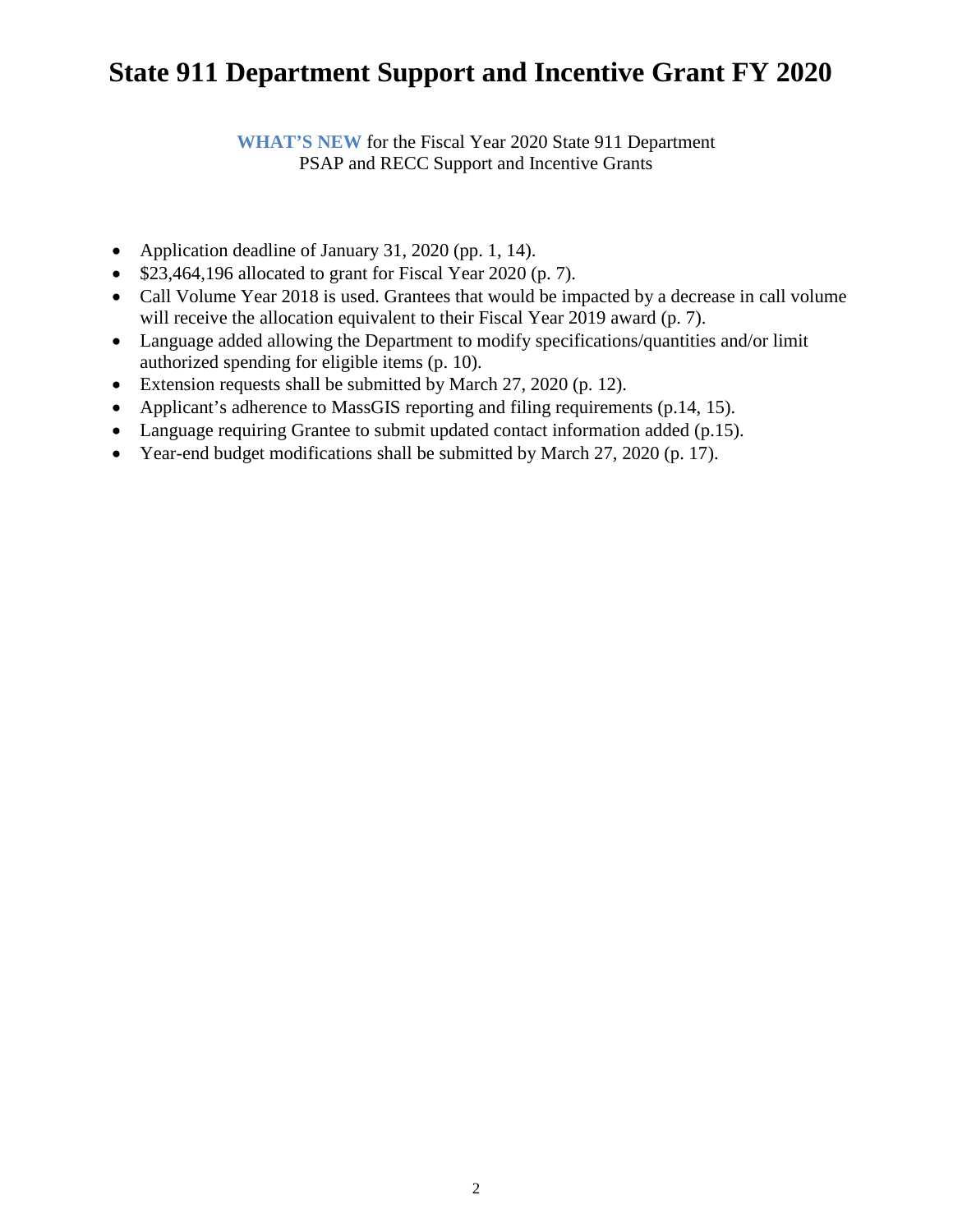# State 911 Department Support and Incentive Grant FY 2020

**WHAT'S NEW** for the Fiscal Year 2020 State 911 Department
PSAP and RECC Support and Incentive Grants

- Application deadline of January 31, 2020 (pp. 1, 14).
- $23,464,196 allocated to grant for Fiscal Year 2020 (p. 7).
- Call Volume Year 2018 is used. Grantees that would be impacted by a decrease in call volume will receive the allocation equivalent to their Fiscal Year 2019 award (p. 7).
- Language added allowing the Department to modify specifications/quantities and/or limit authorized spending for eligible items (p. 10).
- Extension requests shall be submitted by March 27, 2020 (p. 12).
- Applicant's adherence to MassGIS reporting and filing requirements (p.14, 15).
- Language requiring Grantee to submit updated contact information added (p.15).
- Year-end budget modifications shall be submitted by March 27, 2020 (p. 17).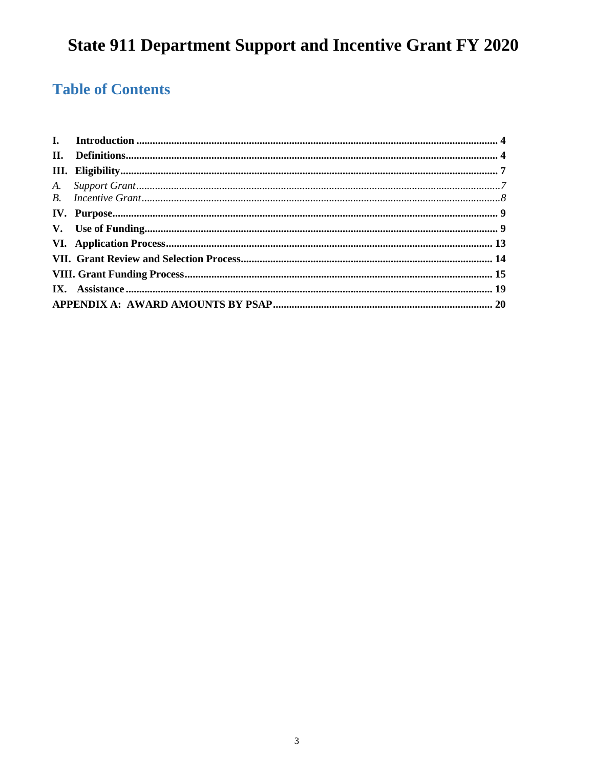# State 911 Department Support and Incentive Grant FY 2020

## Table of Contents

**I. Introduction** ..... **4**

**II. Definitions** ..... **4**

**III. Eligibility** ..... **7**

*A. Support Grant* ..... *7*

*B. Incentive Grant* ..... *8*

**IV. Purpose** ..... **9**

**V. Use of Funding** ..... **9**

**VI. Application Process** ..... **13**

**VII. Grant Review and Selection Process** ..... **14**

**VIII. Grant Funding Process** ..... **15**

**IX. Assistance** ..... **19**

**APPENDIX A: AWARD AMOUNTS BY PSAP** ..... **20**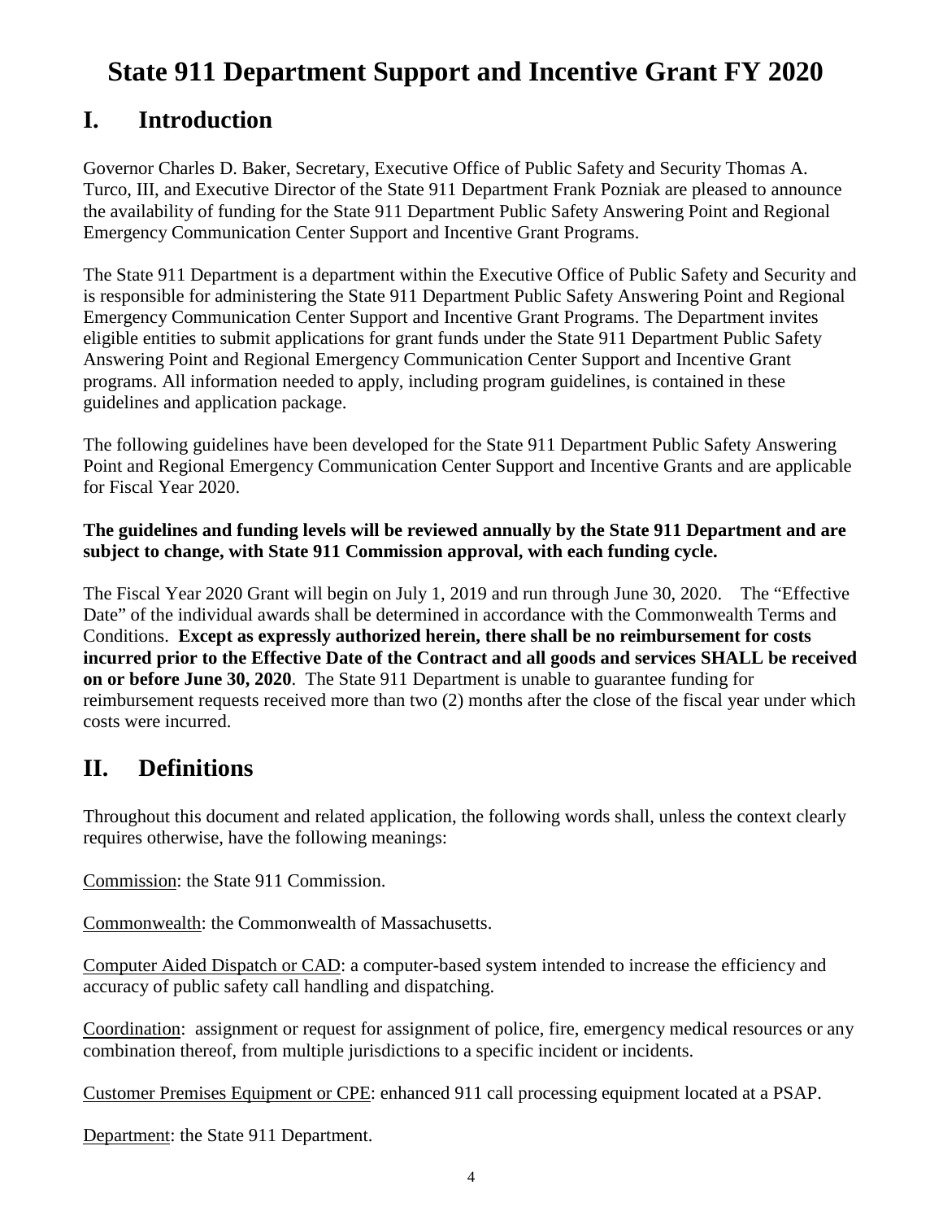# State 911 Department Support and Incentive Grant FY 2020

## I. Introduction

Governor Charles D. Baker, Secretary, Executive Office of Public Safety and Security Thomas A. Turco, III, and Executive Director of the State 911 Department Frank Pozniak are pleased to announce the availability of funding for the State 911 Department Public Safety Answering Point and Regional Emergency Communication Center Support and Incentive Grant Programs.

The State 911 Department is a department within the Executive Office of Public Safety and Security and is responsible for administering the State 911 Department Public Safety Answering Point and Regional Emergency Communication Center Support and Incentive Grant Programs. The Department invites eligible entities to submit applications for grant funds under the State 911 Department Public Safety Answering Point and Regional Emergency Communication Center Support and Incentive Grant programs. All information needed to apply, including program guidelines, is contained in these guidelines and application package.

The following guidelines have been developed for the State 911 Department Public Safety Answering Point and Regional Emergency Communication Center Support and Incentive Grants and are applicable for Fiscal Year 2020.

**The guidelines and funding levels will be reviewed annually by the State 911 Department and are subject to change, with State 911 Commission approval, with each funding cycle.**

The Fiscal Year 2020 Grant will begin on July 1, 2019 and run through June 30, 2020. The "Effective Date" of the individual awards shall be determined in accordance with the Commonwealth Terms and Conditions. **Except as expressly authorized herein, there shall be no reimbursement for costs incurred prior to the Effective Date of the Contract and all goods and services SHALL be received on or before June 30, 2020**. The State 911 Department is unable to guarantee funding for reimbursement requests received more than two (2) months after the close of the fiscal year under which costs were incurred.

## II. Definitions

Throughout this document and related application, the following words shall, unless the context clearly requires otherwise, have the following meanings:

Commission: the State 911 Commission.

Commonwealth: the Commonwealth of Massachusetts.

Computer Aided Dispatch or CAD: a computer-based system intended to increase the efficiency and accuracy of public safety call handling and dispatching.

Coordination: assignment or request for assignment of police, fire, emergency medical resources or any combination thereof, from multiple jurisdictions to a specific incident or incidents.

Customer Premises Equipment or CPE: enhanced 911 call processing equipment located at a PSAP.

Department: the State 911 Department.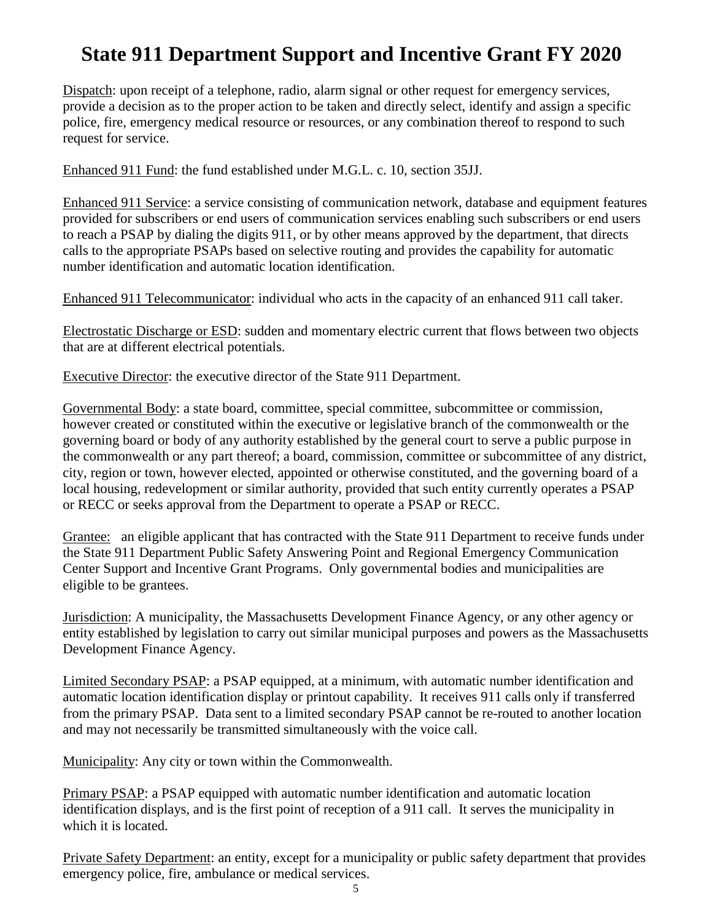# State 911 Department Support and Incentive Grant FY 2020

Dispatch: upon receipt of a telephone, radio, alarm signal or other request for emergency services, provide a decision as to the proper action to be taken and directly select, identify and assign a specific police, fire, emergency medical resource or resources, or any combination thereof to respond to such request for service.

Enhanced 911 Fund: the fund established under M.G.L. c. 10, section 35JJ.

Enhanced 911 Service: a service consisting of communication network, database and equipment features provided for subscribers or end users of communication services enabling such subscribers or end users to reach a PSAP by dialing the digits 911, or by other means approved by the department, that directs calls to the appropriate PSAPs based on selective routing and provides the capability for automatic number identification and automatic location identification.

Enhanced 911 Telecommunicator: individual who acts in the capacity of an enhanced 911 call taker.

Electrostatic Discharge or ESD: sudden and momentary electric current that flows between two objects that are at different electrical potentials.

Executive Director: the executive director of the State 911 Department.

Governmental Body: a state board, committee, special committee, subcommittee or commission, however created or constituted within the executive or legislative branch of the commonwealth or the governing board or body of any authority established by the general court to serve a public purpose in the commonwealth or any part thereof; a board, commission, committee or subcommittee of any district, city, region or town, however elected, appointed or otherwise constituted, and the governing board of a local housing, redevelopment or similar authority, provided that such entity currently operates a PSAP or RECC or seeks approval from the Department to operate a PSAP or RECC.

Grantee: an eligible applicant that has contracted with the State 911 Department to receive funds under the State 911 Department Public Safety Answering Point and Regional Emergency Communication Center Support and Incentive Grant Programs. Only governmental bodies and municipalities are eligible to be grantees.

Jurisdiction: A municipality, the Massachusetts Development Finance Agency, or any other agency or entity established by legislation to carry out similar municipal purposes and powers as the Massachusetts Development Finance Agency.

Limited Secondary PSAP: a PSAP equipped, at a minimum, with automatic number identification and automatic location identification display or printout capability. It receives 911 calls only if transferred from the primary PSAP. Data sent to a limited secondary PSAP cannot be re-routed to another location and may not necessarily be transmitted simultaneously with the voice call.

Municipality: Any city or town within the Commonwealth.

Primary PSAP: a PSAP equipped with automatic number identification and automatic location identification displays, and is the first point of reception of a 911 call. It serves the municipality in which it is located.

Private Safety Department: an entity, except for a municipality or public safety department that provides emergency police, fire, ambulance or medical services.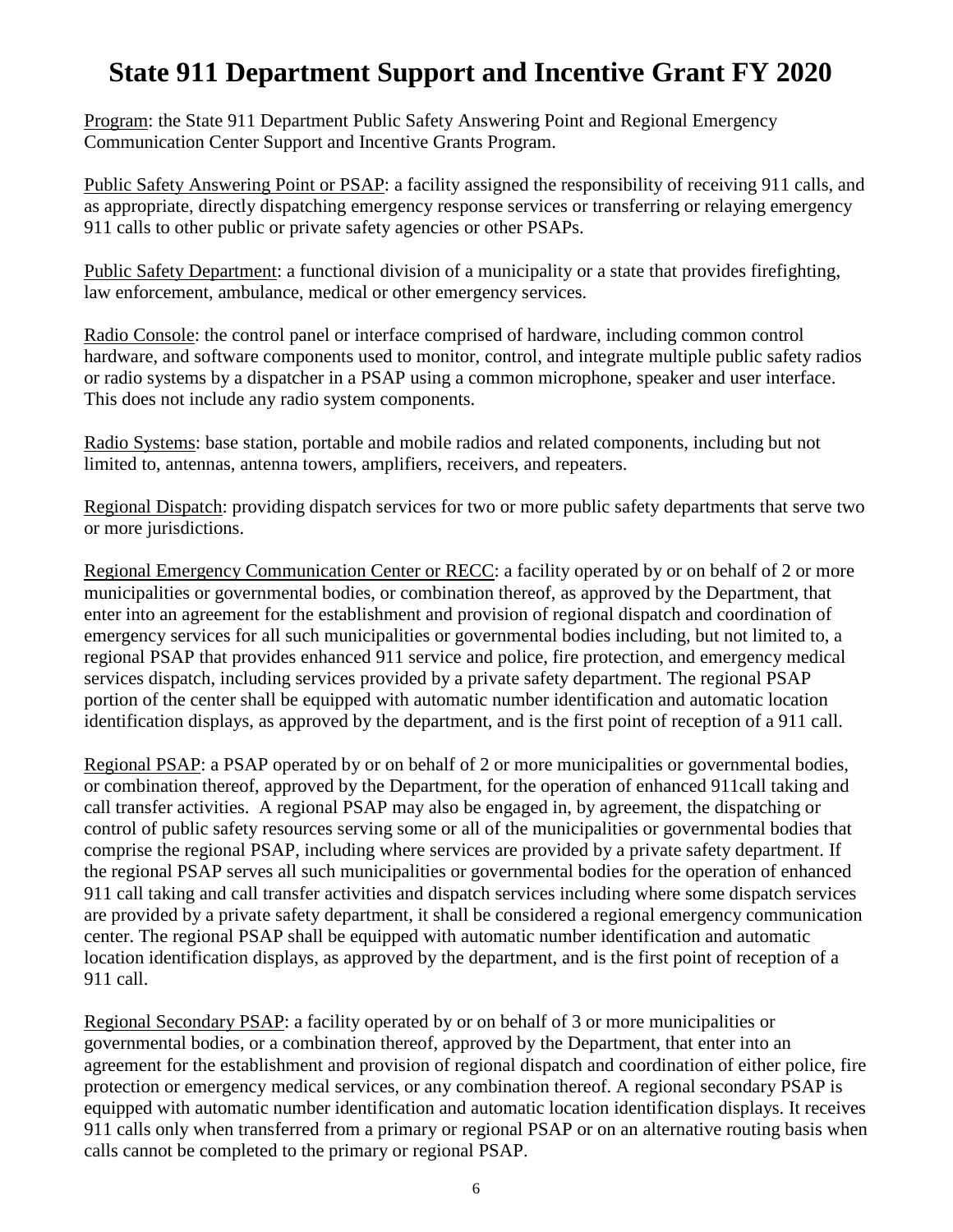# State 911 Department Support and Incentive Grant FY 2020

Program: the State 911 Department Public Safety Answering Point and Regional Emergency Communication Center Support and Incentive Grants Program.

Public Safety Answering Point or PSAP: a facility assigned the responsibility of receiving 911 calls, and as appropriate, directly dispatching emergency response services or transferring or relaying emergency 911 calls to other public or private safety agencies or other PSAPs.

Public Safety Department: a functional division of a municipality or a state that provides firefighting, law enforcement, ambulance, medical or other emergency services.

Radio Console: the control panel or interface comprised of hardware, including common control hardware, and software components used to monitor, control, and integrate multiple public safety radios or radio systems by a dispatcher in a PSAP using a common microphone, speaker and user interface. This does not include any radio system components.

Radio Systems: base station, portable and mobile radios and related components, including but not limited to, antennas, antenna towers, amplifiers, receivers, and repeaters.

Regional Dispatch: providing dispatch services for two or more public safety departments that serve two or more jurisdictions.

Regional Emergency Communication Center or RECC: a facility operated by or on behalf of 2 or more municipalities or governmental bodies, or combination thereof, as approved by the Department, that enter into an agreement for the establishment and provision of regional dispatch and coordination of emergency services for all such municipalities or governmental bodies including, but not limited to, a regional PSAP that provides enhanced 911 service and police, fire protection, and emergency medical services dispatch, including services provided by a private safety department. The regional PSAP portion of the center shall be equipped with automatic number identification and automatic location identification displays, as approved by the department, and is the first point of reception of a 911 call.

Regional PSAP: a PSAP operated by or on behalf of 2 or more municipalities or governmental bodies, or combination thereof, approved by the Department, for the operation of enhanced 911call taking and call transfer activities. A regional PSAP may also be engaged in, by agreement, the dispatching or control of public safety resources serving some or all of the municipalities or governmental bodies that comprise the regional PSAP, including where services are provided by a private safety department. If the regional PSAP serves all such municipalities or governmental bodies for the operation of enhanced 911 call taking and call transfer activities and dispatch services including where some dispatch services are provided by a private safety department, it shall be considered a regional emergency communication center. The regional PSAP shall be equipped with automatic number identification and automatic location identification displays, as approved by the department, and is the first point of reception of a 911 call.

Regional Secondary PSAP: a facility operated by or on behalf of 3 or more municipalities or governmental bodies, or a combination thereof, approved by the Department, that enter into an agreement for the establishment and provision of regional dispatch and coordination of either police, fire protection or emergency medical services, or any combination thereof. A regional secondary PSAP is equipped with automatic number identification and automatic location identification displays. It receives 911 calls only when transferred from a primary or regional PSAP or on an alternative routing basis when calls cannot be completed to the primary or regional PSAP.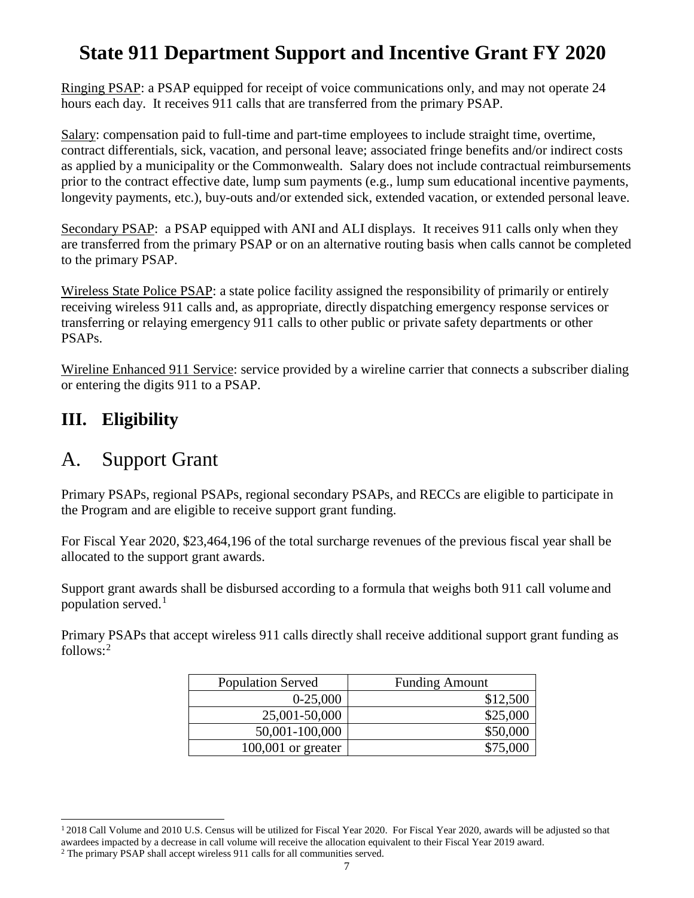Ringing PSAP: a PSAP equipped for receipt of voice communications only, and may not operate 24 hours each day. It receives 911 calls that are transferred from the primary PSAP.

Salary: compensation paid to full-time and part-time employees to include straight time, overtime, contract differentials, sick, vacation, and personal leave; associated fringe benefits and/or indirect costs as applied by a municipality or the Commonwealth. Salary does not include contractual reimbursements prior to the contract effective date, lump sum payments (e.g., lump sum educational incentive payments, longevity payments, etc.), buy-outs and/or extended sick, extended vacation, or extended personal leave.

Secondary PSAP: a PSAP equipped with ANI and ALI displays. It receives 911 calls only when they are transferred from the primary PSAP or on an alternative routing basis when calls cannot be completed to the primary PSAP.

Wireless State Police PSAP: a state police facility assigned the responsibility of primarily or entirely receiving wireless 911 calls and, as appropriate, directly dispatching emergency response services or transferring or relaying emergency 911 calls to other public or private safety departments or other PSAPs.

Wireline Enhanced 911 Service: service provided by a wireline carrier that connects a subscriber dialing or entering the digits 911 to a PSAP.

## III. Eligibility

## A. Support Grant

Primary PSAPs, regional PSAPs, regional secondary PSAPs, and RECCs are eligible to participate in the Program and are eligible to receive support grant funding.

For Fiscal Year 2020, $23,464,196 of the total surcharge revenues of the previous fiscal year shall be allocated to the support grant awards.

Support grant awards shall be disbursed according to a formula that weighs both 911 call volume and population served.[1]

Primary PSAPs that accept wireless 911 calls directly shall receive additional support grant funding as follows:[2]

| Population Served | Funding Amount |
|---:|---:|
| 0-25,000 | $12,500 |
| 25,001-50,000 | $25,000 |
| 50,001-100,000 | $50,000 |
| 100,001 or greater | $75,000 |

[1] 2018 Call Volume and 2010 U.S. Census will be utilized for Fiscal Year 2020. For Fiscal Year 2020, awards will be adjusted so that awardees impacted by a decrease in call volume will receive the allocation equivalent to their Fiscal Year 2019 award.

[2] The primary PSAP shall accept wireless 911 calls for all communities served.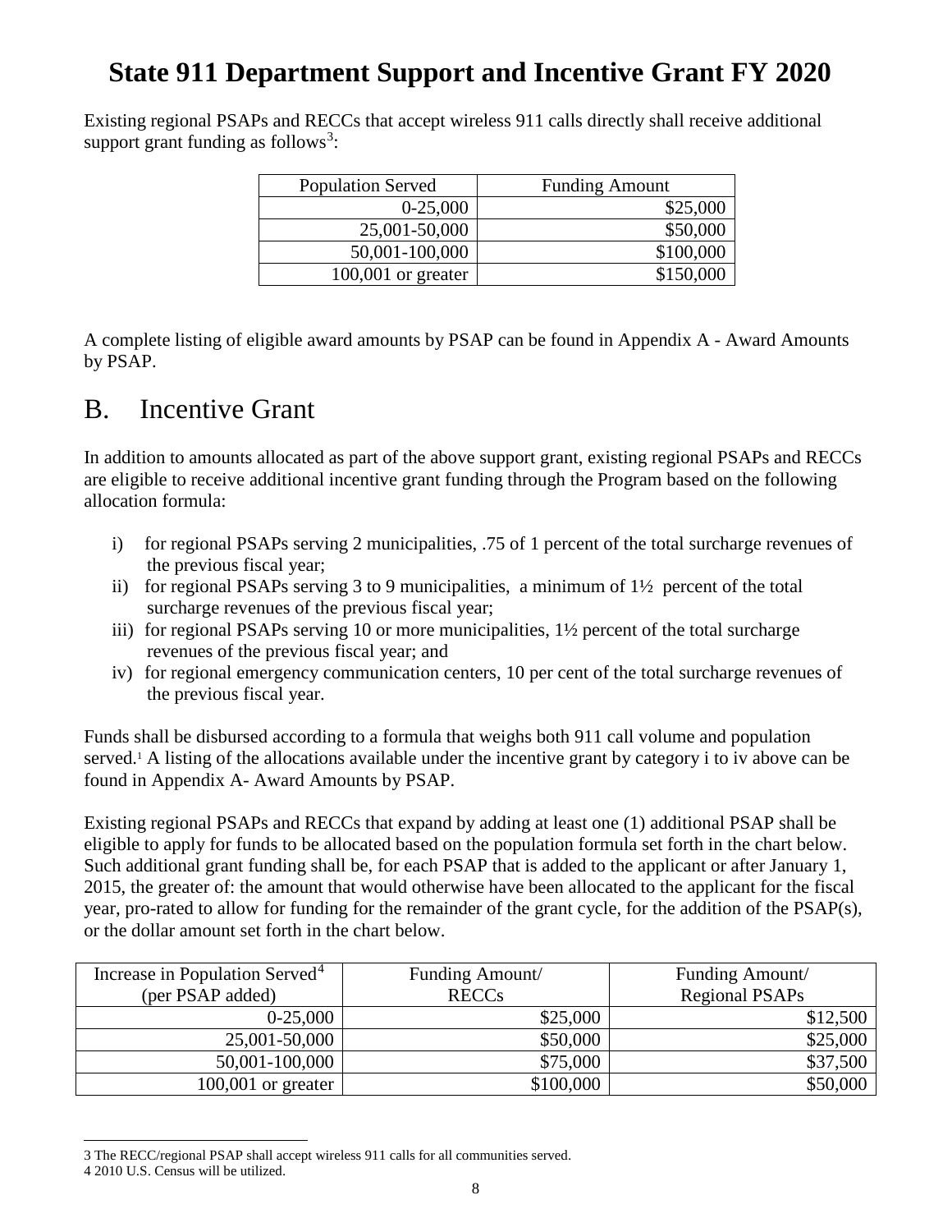# State 911 Department Support and Incentive Grant FY 2020

Existing regional PSAPs and RECCs that accept wireless 911 calls directly shall receive additional support grant funding as follows[3]:

| Population Served | Funding Amount |
|---|---|
| 0-25,000 | $25,000 |
| 25,001-50,000 | $50,000 |
| 50,001-100,000 | $100,000 |
| 100,001 or greater | $150,000 |

A complete listing of eligible award amounts by PSAP can be found in Appendix A - Award Amounts by PSAP.

## B. Incentive Grant

In addition to amounts allocated as part of the above support grant, existing regional PSAPs and RECCs are eligible to receive additional incentive grant funding through the Program based on the following allocation formula:

i) for regional PSAPs serving 2 municipalities, .75 of 1 percent of the total surcharge revenues of the previous fiscal year;
ii) for regional PSAPs serving 3 to 9 municipalities, a minimum of 1½ percent of the total surcharge revenues of the previous fiscal year;
iii) for regional PSAPs serving 10 or more municipalities, 1½ percent of the total surcharge revenues of the previous fiscal year; and
iv) for regional emergency communication centers, 10 per cent of the total surcharge revenues of the previous fiscal year.

Funds shall be disbursed according to a formula that weighs both 911 call volume and population served.[1] A listing of the allocations available under the incentive grant by category i to iv above can be found in Appendix A- Award Amounts by PSAP.

Existing regional PSAPs and RECCs that expand by adding at least one (1) additional PSAP shall be eligible to apply for funds to be allocated based on the population formula set forth in the chart below. Such additional grant funding shall be, for each PSAP that is added to the applicant or after January 1, 2015, the greater of: the amount that would otherwise have been allocated to the applicant for the fiscal year, pro-rated to allow for funding for the remainder of the grant cycle, for the addition of the PSAP(s), or the dollar amount set forth in the chart below.

| Increase in Population Served[4] (per PSAP added) | Funding Amount/ RECCs | Funding Amount/ Regional PSAPs |
|---|---|---|
| 0-25,000 | $25,000 | $12,500 |
| 25,001-50,000 | $50,000 | $25,000 |
| 50,001-100,000 | $75,000 | $37,500 |
| 100,001 or greater | $100,000 | $50,000 |

3 The RECC/regional PSAP shall accept wireless 911 calls for all communities served.

4 2010 U.S. Census will be utilized.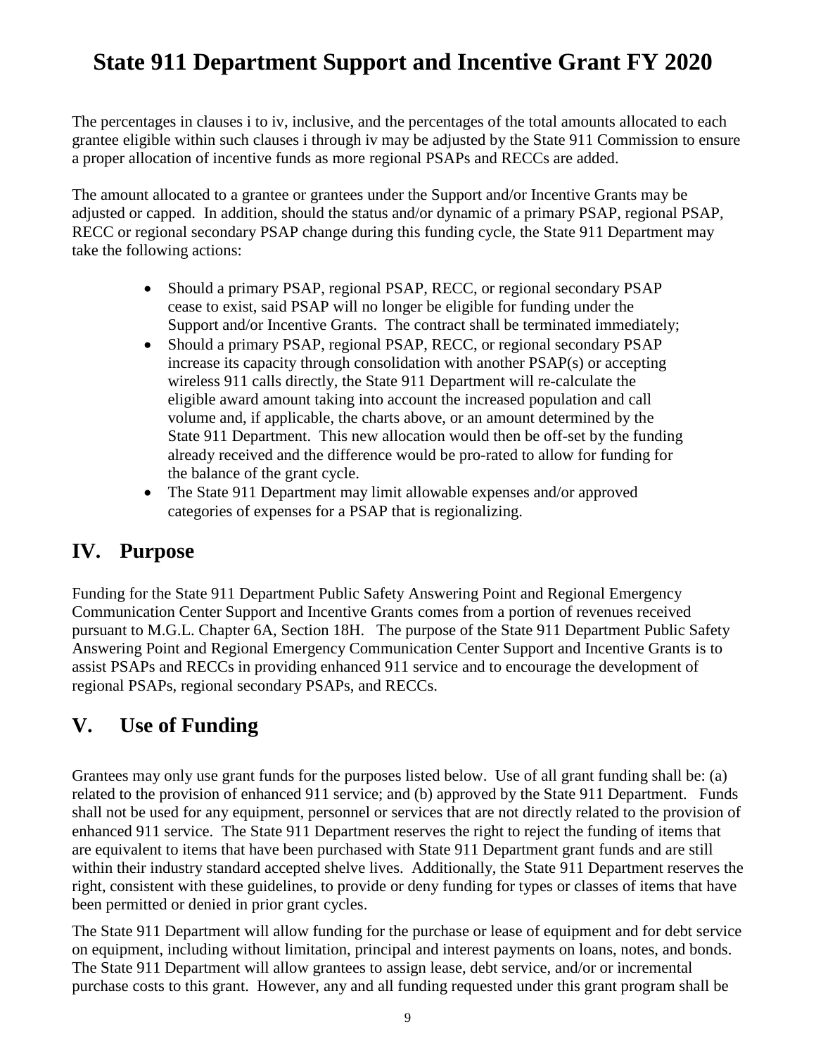# State 911 Department Support and Incentive Grant FY 2020

The percentages in clauses i to iv, inclusive, and the percentages of the total amounts allocated to each grantee eligible within such clauses i through iv may be adjusted by the State 911 Commission to ensure a proper allocation of incentive funds as more regional PSAPs and RECCs are added.

The amount allocated to a grantee or grantees under the Support and/or Incentive Grants may be adjusted or capped. In addition, should the status and/or dynamic of a primary PSAP, regional PSAP, RECC or regional secondary PSAP change during this funding cycle, the State 911 Department may take the following actions:

- Should a primary PSAP, regional PSAP, RECC, or regional secondary PSAP cease to exist, said PSAP will no longer be eligible for funding under the Support and/or Incentive Grants. The contract shall be terminated immediately;
- Should a primary PSAP, regional PSAP, RECC, or regional secondary PSAP increase its capacity through consolidation with another PSAP(s) or accepting wireless 911 calls directly, the State 911 Department will re-calculate the eligible award amount taking into account the increased population and call volume and, if applicable, the charts above, or an amount determined by the State 911 Department. This new allocation would then be off-set by the funding already received and the difference would be pro-rated to allow for funding for the balance of the grant cycle.
- The State 911 Department may limit allowable expenses and/or approved categories of expenses for a PSAP that is regionalizing.

## IV. Purpose

Funding for the State 911 Department Public Safety Answering Point and Regional Emergency Communication Center Support and Incentive Grants comes from a portion of revenues received pursuant to M.G.L. Chapter 6A, Section 18H. The purpose of the State 911 Department Public Safety Answering Point and Regional Emergency Communication Center Support and Incentive Grants is to assist PSAPs and RECCs in providing enhanced 911 service and to encourage the development of regional PSAPs, regional secondary PSAPs, and RECCs.

## V. Use of Funding

Grantees may only use grant funds for the purposes listed below. Use of all grant funding shall be: (a) related to the provision of enhanced 911 service; and (b) approved by the State 911 Department. Funds shall not be used for any equipment, personnel or services that are not directly related to the provision of enhanced 911 service. The State 911 Department reserves the right to reject the funding of items that are equivalent to items that have been purchased with State 911 Department grant funds and are still within their industry standard accepted shelve lives. Additionally, the State 911 Department reserves the right, consistent with these guidelines, to provide or deny funding for types or classes of items that have been permitted or denied in prior grant cycles.

The State 911 Department will allow funding for the purchase or lease of equipment and for debt service on equipment, including without limitation, principal and interest payments on loans, notes, and bonds. The State 911 Department will allow grantees to assign lease, debt service, and/or or incremental purchase costs to this grant. However, any and all funding requested under this grant program shall be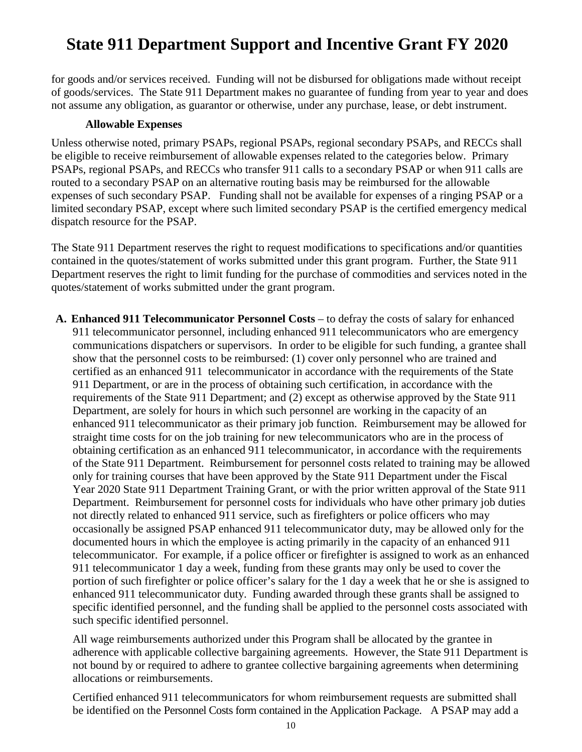for goods and/or services received. Funding will not be disbursed for obligations made without receipt of goods/services. The State 911 Department makes no guarantee of funding from year to year and does not assume any obligation, as guarantor or otherwise, under any purchase, lease, or debt instrument.

### Allowable Expenses

Unless otherwise noted, primary PSAPs, regional PSAPs, regional secondary PSAPs, and RECCs shall be eligible to receive reimbursement of allowable expenses related to the categories below. Primary PSAPs, regional PSAPs, and RECCs who transfer 911 calls to a secondary PSAP or when 911 calls are routed to a secondary PSAP on an alternative routing basis may be reimbursed for the allowable expenses of such secondary PSAP. Funding shall not be available for expenses of a ringing PSAP or a limited secondary PSAP, except where such limited secondary PSAP is the certified emergency medical dispatch resource for the PSAP.

The State 911 Department reserves the right to request modifications to specifications and/or quantities contained in the quotes/statement of works submitted under this grant program. Further, the State 911 Department reserves the right to limit funding for the purchase of commodities and services noted in the quotes/statement of works submitted under the grant program.

**A. Enhanced 911 Telecommunicator Personnel Costs** – to defray the costs of salary for enhanced 911 telecommunicator personnel, including enhanced 911 telecommunicators who are emergency communications dispatchers or supervisors. In order to be eligible for such funding, a grantee shall show that the personnel costs to be reimbursed: (1) cover only personnel who are trained and certified as an enhanced 911 telecommunicator in accordance with the requirements of the State 911 Department, or are in the process of obtaining such certification, in accordance with the requirements of the State 911 Department; and (2) except as otherwise approved by the State 911 Department, are solely for hours in which such personnel are working in the capacity of an enhanced 911 telecommunicator as their primary job function. Reimbursement may be allowed for straight time costs for on the job training for new telecommunicators who are in the process of obtaining certification as an enhanced 911 telecommunicator, in accordance with the requirements of the State 911 Department. Reimbursement for personnel costs related to training may be allowed only for training courses that have been approved by the State 911 Department under the Fiscal Year 2020 State 911 Department Training Grant, or with the prior written approval of the State 911 Department. Reimbursement for personnel costs for individuals who have other primary job duties not directly related to enhanced 911 service, such as firefighters or police officers who may occasionally be assigned PSAP enhanced 911 telecommunicator duty, may be allowed only for the documented hours in which the employee is acting primarily in the capacity of an enhanced 911 telecommunicator. For example, if a police officer or firefighter is assigned to work as an enhanced 911 telecommunicator 1 day a week, funding from these grants may only be used to cover the portion of such firefighter or police officer's salary for the 1 day a week that he or she is assigned to enhanced 911 telecommunicator duty. Funding awarded through these grants shall be assigned to specific identified personnel, and the funding shall be applied to the personnel costs associated with such specific identified personnel.

All wage reimbursements authorized under this Program shall be allocated by the grantee in adherence with applicable collective bargaining agreements. However, the State 911 Department is not bound by or required to adhere to grantee collective bargaining agreements when determining allocations or reimbursements.

Certified enhanced 911 telecommunicators for whom reimbursement requests are submitted shall be identified on the Personnel Costs form contained in the Application Package. A PSAP may add a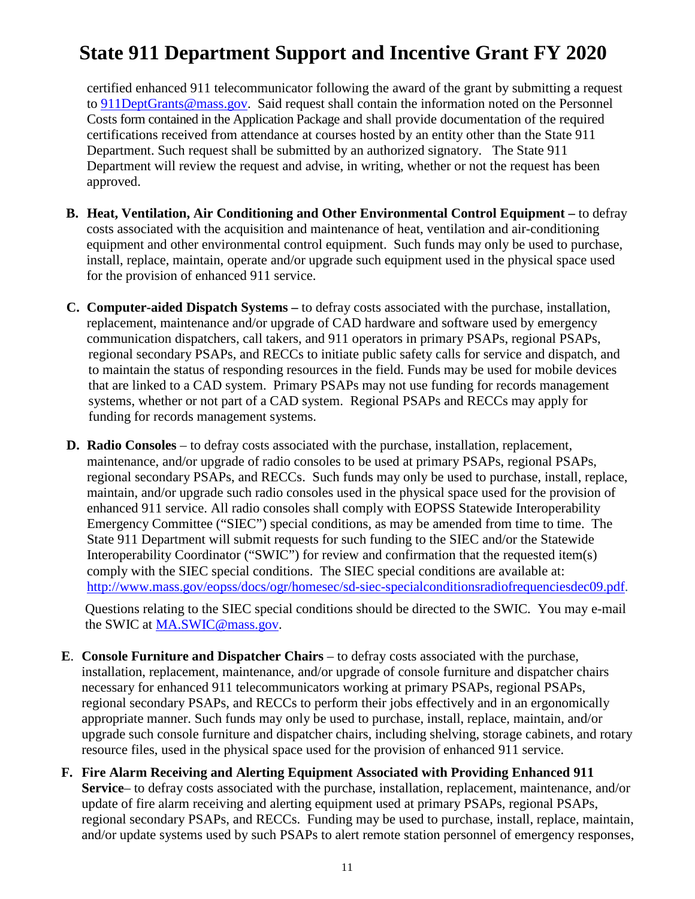certified enhanced 911 telecommunicator following the award of the grant by submitting a request to [911DeptGrants@mass.gov](mailto:911DeptGrants@mass.gov). Said request shall contain the information noted on the Personnel Costs form contained in the Application Package and shall provide documentation of the required certifications received from attendance at courses hosted by an entity other than the State 911 Department. Such request shall be submitted by an authorized signatory. The State 911 Department will review the request and advise, in writing, whether or not the request has been approved.

**B. Heat, Ventilation, Air Conditioning and Other Environmental Control Equipment –** to defray costs associated with the acquisition and maintenance of heat, ventilation and air-conditioning equipment and other environmental control equipment. Such funds may only be used to purchase, install, replace, maintain, operate and/or upgrade such equipment used in the physical space used for the provision of enhanced 911 service.

**C. Computer-aided Dispatch Systems –** to defray costs associated with the purchase, installation, replacement, maintenance and/or upgrade of CAD hardware and software used by emergency communication dispatchers, call takers, and 911 operators in primary PSAPs, regional PSAPs, regional secondary PSAPs, and RECCs to initiate public safety calls for service and dispatch, and to maintain the status of responding resources in the field. Funds may be used for mobile devices that are linked to a CAD system. Primary PSAPs may not use funding for records management systems, whether or not part of a CAD system. Regional PSAPs and RECCs may apply for funding for records management systems.

**D. Radio Consoles** – to defray costs associated with the purchase, installation, replacement, maintenance, and/or upgrade of radio consoles to be used at primary PSAPs, regional PSAPs, regional secondary PSAPs, and RECCs. Such funds may only be used to purchase, install, replace, maintain, and/or upgrade such radio consoles used in the physical space used for the provision of enhanced 911 service. All radio consoles shall comply with EOPSS Statewide Interoperability Emergency Committee ("SIEC") special conditions, as may be amended from time to time. The State 911 Department will submit requests for such funding to the SIEC and/or the Statewide Interoperability Coordinator ("SWIC") for review and confirmation that the requested item(s) comply with the SIEC special conditions. The SIEC special conditions are available at: [http://www.mass.gov/eopss/docs/ogr/homesec/sd-siec-specialconditionsradiofrequenciesdec09.pdf](http://www.mass.gov/eopss/docs/ogr/homesec/sd-siec-specialconditionsradiofrequenciesdec09.pdf).

Questions relating to the SIEC special conditions should be directed to the SWIC. You may e-mail the SWIC at [MA.SWIC@mass.gov](mailto:MA.SWIC@mass.gov).

**E. Console Furniture and Dispatcher Chairs** – to defray costs associated with the purchase, installation, replacement, maintenance, and/or upgrade of console furniture and dispatcher chairs necessary for enhanced 911 telecommunicators working at primary PSAPs, regional PSAPs, regional secondary PSAPs, and RECCs to perform their jobs effectively and in an ergonomically appropriate manner. Such funds may only be used to purchase, install, replace, maintain, and/or upgrade such console furniture and dispatcher chairs, including shelving, storage cabinets, and rotary resource files, used in the physical space used for the provision of enhanced 911 service.

**F. Fire Alarm Receiving and Alerting Equipment Associated with Providing Enhanced 911 Service**– to defray costs associated with the purchase, installation, replacement, maintenance, and/or update of fire alarm receiving and alerting equipment used at primary PSAPs, regional PSAPs, regional secondary PSAPs, and RECCs. Funding may be used to purchase, install, replace, maintain, and/or update systems used by such PSAPs to alert remote station personnel of emergency responses,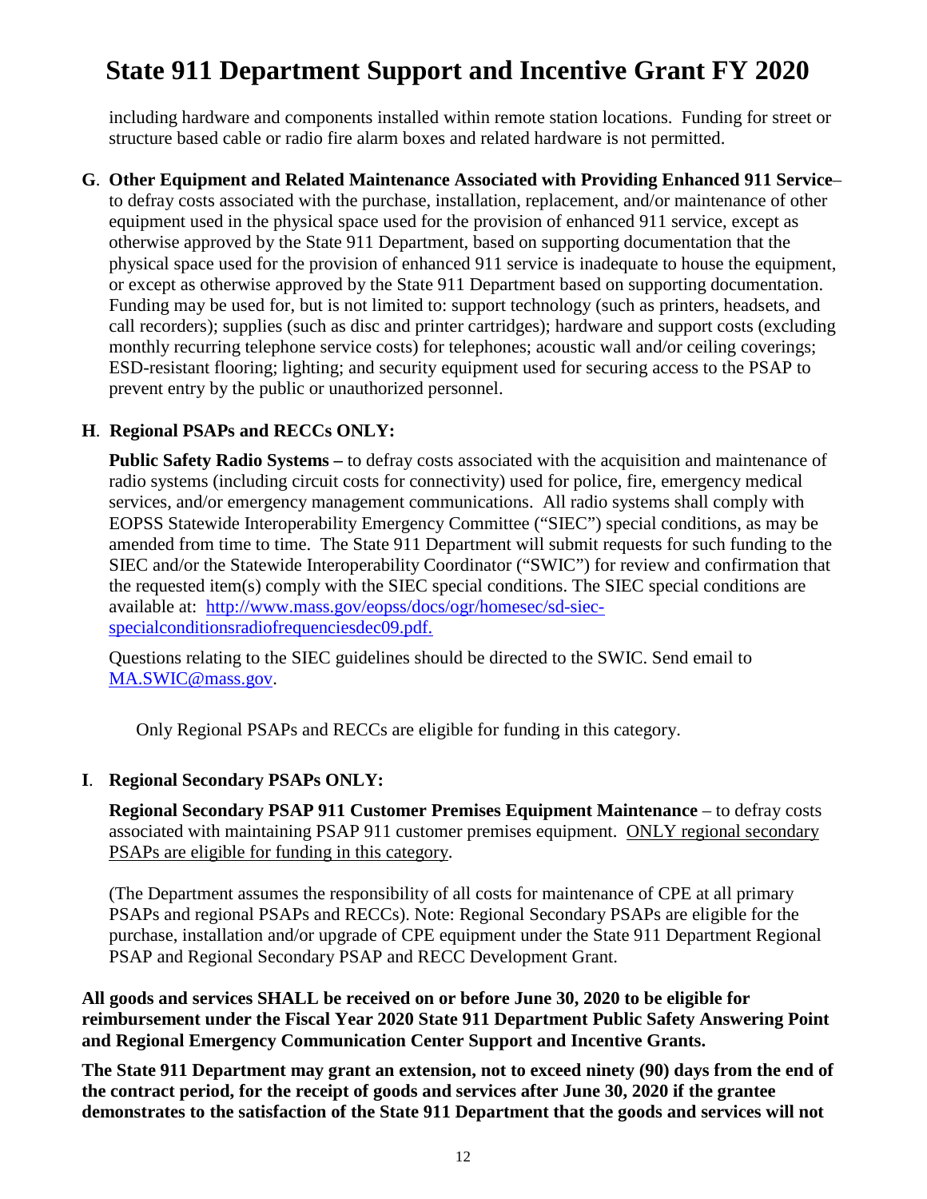including hardware and components installed within remote station locations. Funding for street or structure based cable or radio fire alarm boxes and related hardware is not permitted.

**G**. **Other Equipment and Related Maintenance Associated with Providing Enhanced 911 Service**– to defray costs associated with the purchase, installation, replacement, and/or maintenance of other equipment used in the physical space used for the provision of enhanced 911 service, except as otherwise approved by the State 911 Department, based on supporting documentation that the physical space used for the provision of enhanced 911 service is inadequate to house the equipment, or except as otherwise approved by the State 911 Department based on supporting documentation. Funding may be used for, but is not limited to: support technology (such as printers, headsets, and call recorders); supplies (such as disc and printer cartridges); hardware and support costs (excluding monthly recurring telephone service costs) for telephones; acoustic wall and/or ceiling coverings; ESD-resistant flooring; lighting; and security equipment used for securing access to the PSAP to prevent entry by the public or unauthorized personnel.

**H**. **Regional PSAPs and RECCs ONLY:**

**Public Safety Radio Systems –** to defray costs associated with the acquisition and maintenance of radio systems (including circuit costs for connectivity) used for police, fire, emergency medical services, and/or emergency management communications. All radio systems shall comply with EOPSS Statewide Interoperability Emergency Committee ("SIEC") special conditions, as may be amended from time to time. The State 911 Department will submit requests for such funding to the SIEC and/or the Statewide Interoperability Coordinator ("SWIC") for review and confirmation that the requested item(s) comply with the SIEC special conditions. The SIEC special conditions are available at: [http://www.mass.gov/eopss/docs/ogr/homesec/sd-siec-specialconditionsradiofrequenciesdec09.pdf.](http://www.mass.gov/eopss/docs/ogr/homesec/sd-siec-specialconditionsradiofrequenciesdec09.pdf)

Questions relating to the SIEC guidelines should be directed to the SWIC. Send email to [MA.SWIC@mass.gov](mailto:MA.SWIC@mass.gov).

Only Regional PSAPs and RECCs are eligible for funding in this category.

**I**. **Regional Secondary PSAPs ONLY:**

**Regional Secondary PSAP 911 Customer Premises Equipment Maintenance** – to defray costs associated with maintaining PSAP 911 customer premises equipment. <u>ONLY regional secondary PSAPs are eligible for funding in this category</u>.

(The Department assumes the responsibility of all costs for maintenance of CPE at all primary PSAPs and regional PSAPs and RECCs). Note: Regional Secondary PSAPs are eligible for the purchase, installation and/or upgrade of CPE equipment under the State 911 Department Regional PSAP and Regional Secondary PSAP and RECC Development Grant.

**All goods and services SHALL be received on or before June 30, 2020 to be eligible for reimbursement under the Fiscal Year 2020 State 911 Department Public Safety Answering Point and Regional Emergency Communication Center Support and Incentive Grants.**

**The State 911 Department may grant an extension, not to exceed ninety (90) days from the end of the contract period, for the receipt of goods and services after June 30, 2020 if the grantee demonstrates to the satisfaction of the State 911 Department that the goods and services will not**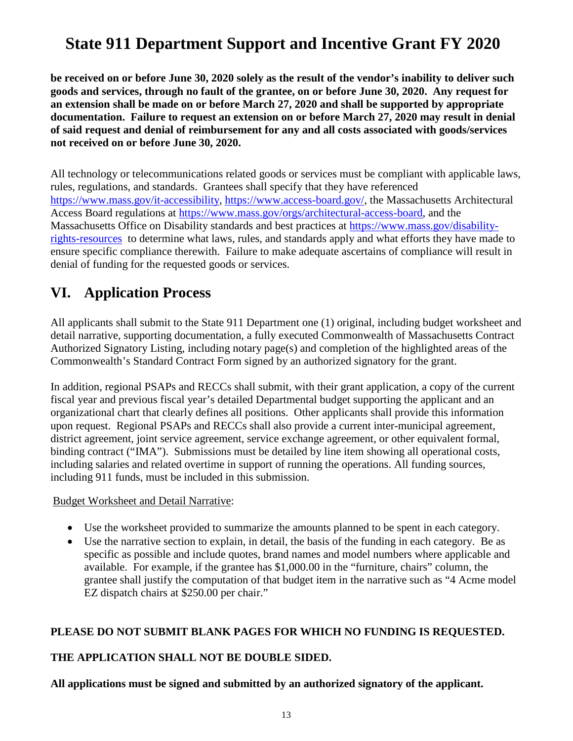**be received on or before June 30, 2020 solely as the result of the vendor's inability to deliver such goods and services, through no fault of the grantee, on or before June 30, 2020. Any request for an extension shall be made on or before March 27, 2020 and shall be supported by appropriate documentation. Failure to request an extension on or before March 27, 2020 may result in denial of said request and denial of reimbursement for any and all costs associated with goods/services not received on or before June 30, 2020.**

All technology or telecommunications related goods or services must be compliant with applicable laws, rules, regulations, and standards. Grantees shall specify that they have referenced [https://www.mass.gov/it-accessibility](https://www.mass.gov/it-accessibility), [https://www.access-board.gov/](https://www.access-board.gov/), the Massachusetts Architectural Access Board regulations at [https://www.mass.gov/orgs/architectural-access-board](https://www.mass.gov/orgs/architectural-access-board), and the Massachusetts Office on Disability standards and best practices at [https://www.mass.gov/disability-rights-resources](https://www.mass.gov/disability-rights-resources) to determine what laws, rules, and standards apply and what efforts they have made to ensure specific compliance therewith. Failure to make adequate ascertains of compliance will result in denial of funding for the requested goods or services.

## VI. Application Process

All applicants shall submit to the State 911 Department one (1) original, including budget worksheet and detail narrative, supporting documentation, a fully executed Commonwealth of Massachusetts Contract Authorized Signatory Listing, including notary page(s) and completion of the highlighted areas of the Commonwealth's Standard Contract Form signed by an authorized signatory for the grant.

In addition, regional PSAPs and RECCs shall submit, with their grant application, a copy of the current fiscal year and previous fiscal year's detailed Departmental budget supporting the applicant and an organizational chart that clearly defines all positions. Other applicants shall provide this information upon request. Regional PSAPs and RECCs shall also provide a current inter-municipal agreement, district agreement, joint service agreement, service exchange agreement, or other equivalent formal, binding contract ("IMA"). Submissions must be detailed by line item showing all operational costs, including salaries and related overtime in support of running the operations. All funding sources, including 911 funds, must be included in this submission.

<u>Budget Worksheet and Detail Narrative</u>:

- Use the worksheet provided to summarize the amounts planned to be spent in each category.
- Use the narrative section to explain, in detail, the basis of the funding in each category. Be as specific as possible and include quotes, brand names and model numbers where applicable and available. For example, if the grantee has $1,000.00 in the "furniture, chairs" column, the grantee shall justify the computation of that budget item in the narrative such as "4 Acme model EZ dispatch chairs at $250.00 per chair."

**PLEASE DO NOT SUBMIT BLANK PAGES FOR WHICH NO FUNDING IS REQUESTED.**

**THE APPLICATION SHALL NOT BE DOUBLE SIDED.**

**All applications must be signed and submitted by an authorized signatory of the applicant.**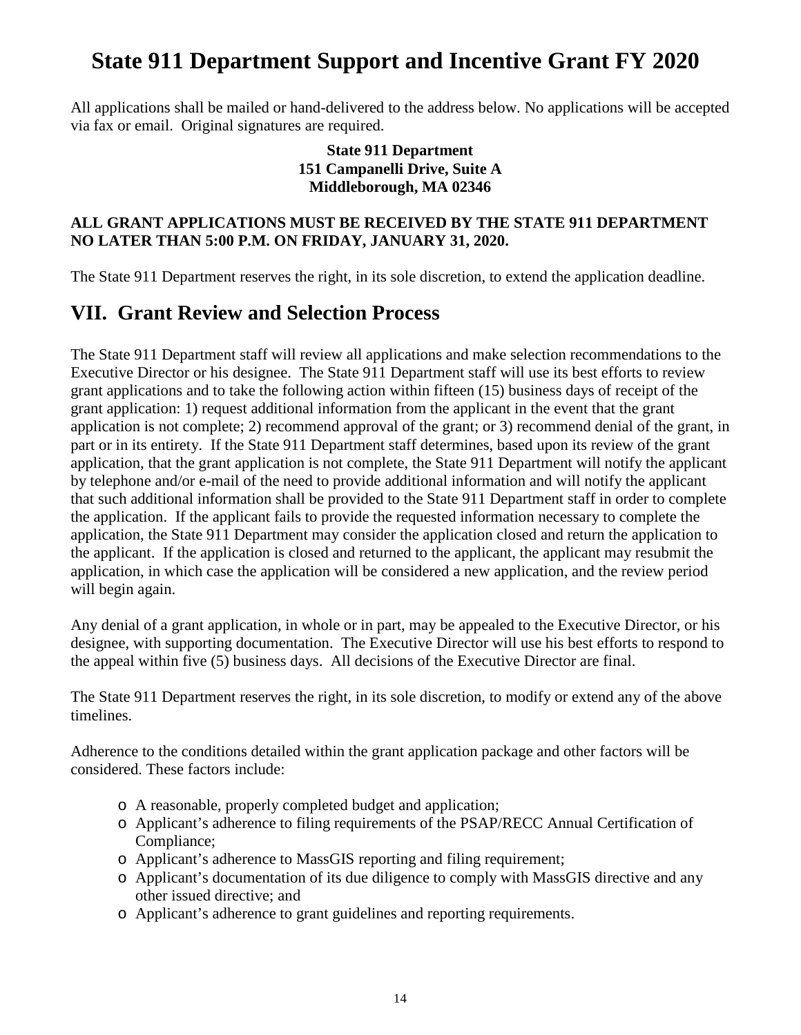# State 911 Department Support and Incentive Grant FY 2020

All applications shall be mailed or hand-delivered to the address below. No applications will be accepted via fax or email. Original signatures are required.

**State 911 Department**
**151 Campanelli Drive, Suite A**
**Middleborough, MA 02346**

**ALL GRANT APPLICATIONS MUST BE RECEIVED BY THE STATE 911 DEPARTMENT NO LATER THAN 5:00 P.M. ON FRIDAY, JANUARY 31, 2020.**

The State 911 Department reserves the right, in its sole discretion, to extend the application deadline.

## VII. Grant Review and Selection Process

The State 911 Department staff will review all applications and make selection recommendations to the Executive Director or his designee. The State 911 Department staff will use its best efforts to review grant applications and to take the following action within fifteen (15) business days of receipt of the grant application: 1) request additional information from the applicant in the event that the grant application is not complete; 2) recommend approval of the grant; or 3) recommend denial of the grant, in part or in its entirety. If the State 911 Department staff determines, based upon its review of the grant application, that the grant application is not complete, the State 911 Department will notify the applicant by telephone and/or e-mail of the need to provide additional information and will notify the applicant that such additional information shall be provided to the State 911 Department staff in order to complete the application. If the applicant fails to provide the requested information necessary to complete the application, the State 911 Department may consider the application closed and return the application to the applicant. If the application is closed and returned to the applicant, the applicant may resubmit the application, in which case the application will be considered a new application, and the review period will begin again.

Any denial of a grant application, in whole or in part, may be appealed to the Executive Director, or his designee, with supporting documentation. The Executive Director will use his best efforts to respond to the appeal within five (5) business days. All decisions of the Executive Director are final.

The State 911 Department reserves the right, in its sole discretion, to modify or extend any of the above timelines.

Adherence to the conditions detailed within the grant application package and other factors will be considered. These factors include:

- A reasonable, properly completed budget and application;
- Applicant's adherence to filing requirements of the PSAP/RECC Annual Certification of Compliance;
- Applicant's adherence to MassGIS reporting and filing requirement;
- Applicant's documentation of its due diligence to comply with MassGIS directive and any other issued directive; and
- Applicant's adherence to grant guidelines and reporting requirements.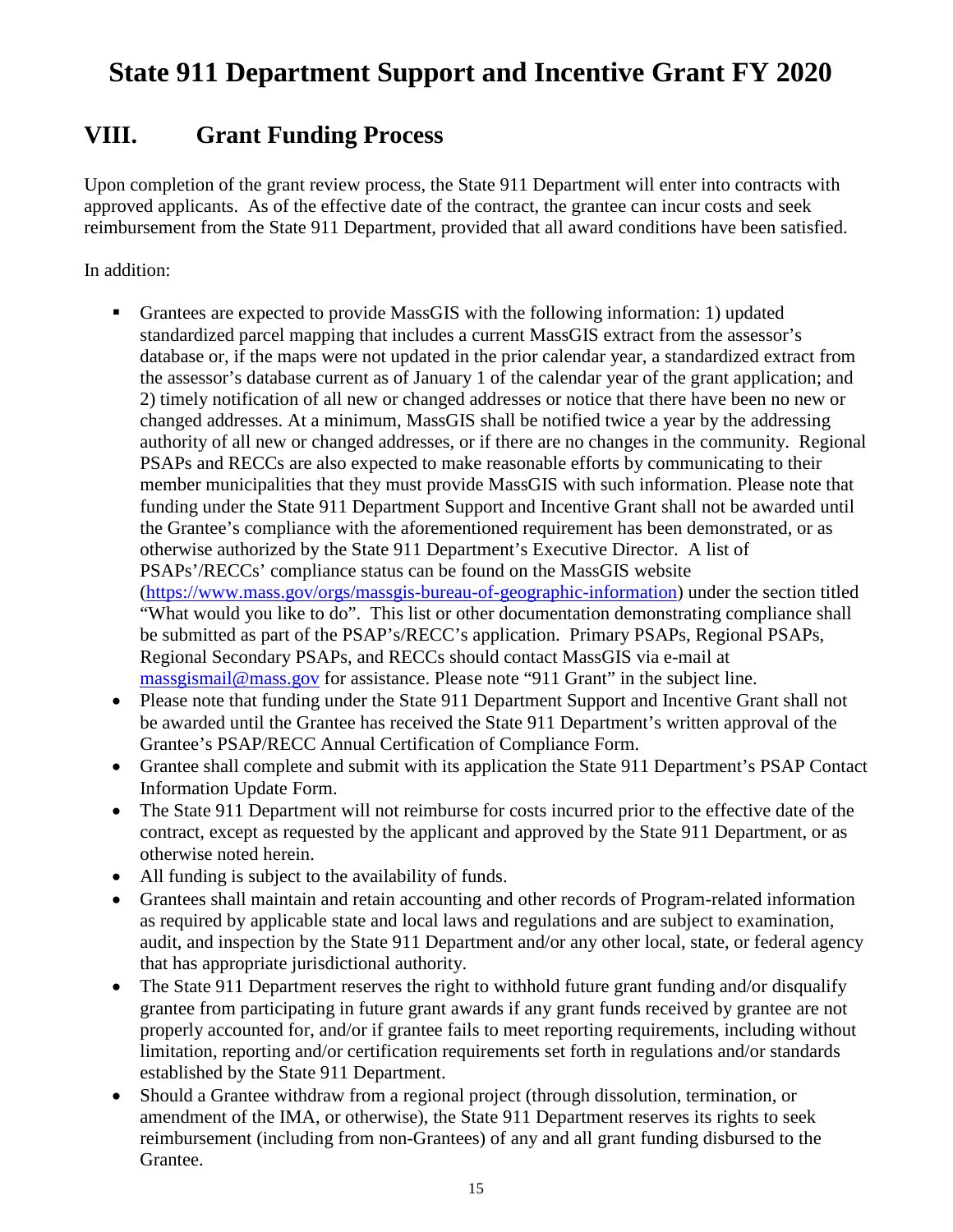# State 911 Department Support and Incentive Grant FY 2020

## VIII. Grant Funding Process

Upon completion of the grant review process, the State 911 Department will enter into contracts with approved applicants. As of the effective date of the contract, the grantee can incur costs and seek reimbursement from the State 911 Department, provided that all award conditions have been satisfied.

In addition:

- Grantees are expected to provide MassGIS with the following information: 1) updated standardized parcel mapping that includes a current MassGIS extract from the assessor's database or, if the maps were not updated in the prior calendar year, a standardized extract from the assessor's database current as of January 1 of the calendar year of the grant application; and 2) timely notification of all new or changed addresses or notice that there have been no new or changed addresses. At a minimum, MassGIS shall be notified twice a year by the addressing authority of all new or changed addresses, or if there are no changes in the community. Regional PSAPs and RECCs are also expected to make reasonable efforts by communicating to their member municipalities that they must provide MassGIS with such information. Please note that funding under the State 911 Department Support and Incentive Grant shall not be awarded until the Grantee's compliance with the aforementioned requirement has been demonstrated, or as otherwise authorized by the State 911 Department's Executive Director. A list of PSAPs'/RECCs' compliance status can be found on the MassGIS website ([https://www.mass.gov/orgs/massgis-bureau-of-geographic-information](https://www.mass.gov/orgs/massgis-bureau-of-geographic-information)) under the section titled "What would you like to do". This list or other documentation demonstrating compliance shall be submitted as part of the PSAP's/RECC's application. Primary PSAPs, Regional PSAPs, Regional Secondary PSAPs, and RECCs should contact MassGIS via e-mail at [massgismail@mass.gov](mailto:massgismail@mass.gov) for assistance. Please note "911 Grant" in the subject line.
- Please note that funding under the State 911 Department Support and Incentive Grant shall not be awarded until the Grantee has received the State 911 Department's written approval of the Grantee's PSAP/RECC Annual Certification of Compliance Form.
- Grantee shall complete and submit with its application the State 911 Department's PSAP Contact Information Update Form.
- The State 911 Department will not reimburse for costs incurred prior to the effective date of the contract, except as requested by the applicant and approved by the State 911 Department, or as otherwise noted herein.
- All funding is subject to the availability of funds.
- Grantees shall maintain and retain accounting and other records of Program-related information as required by applicable state and local laws and regulations and are subject to examination, audit, and inspection by the State 911 Department and/or any other local, state, or federal agency that has appropriate jurisdictional authority.
- The State 911 Department reserves the right to withhold future grant funding and/or disqualify grantee from participating in future grant awards if any grant funds received by grantee are not properly accounted for, and/or if grantee fails to meet reporting requirements, including without limitation, reporting and/or certification requirements set forth in regulations and/or standards established by the State 911 Department.
- Should a Grantee withdraw from a regional project (through dissolution, termination, or amendment of the IMA, or otherwise), the State 911 Department reserves its rights to seek reimbursement (including from non-Grantees) of any and all grant funding disbursed to the Grantee.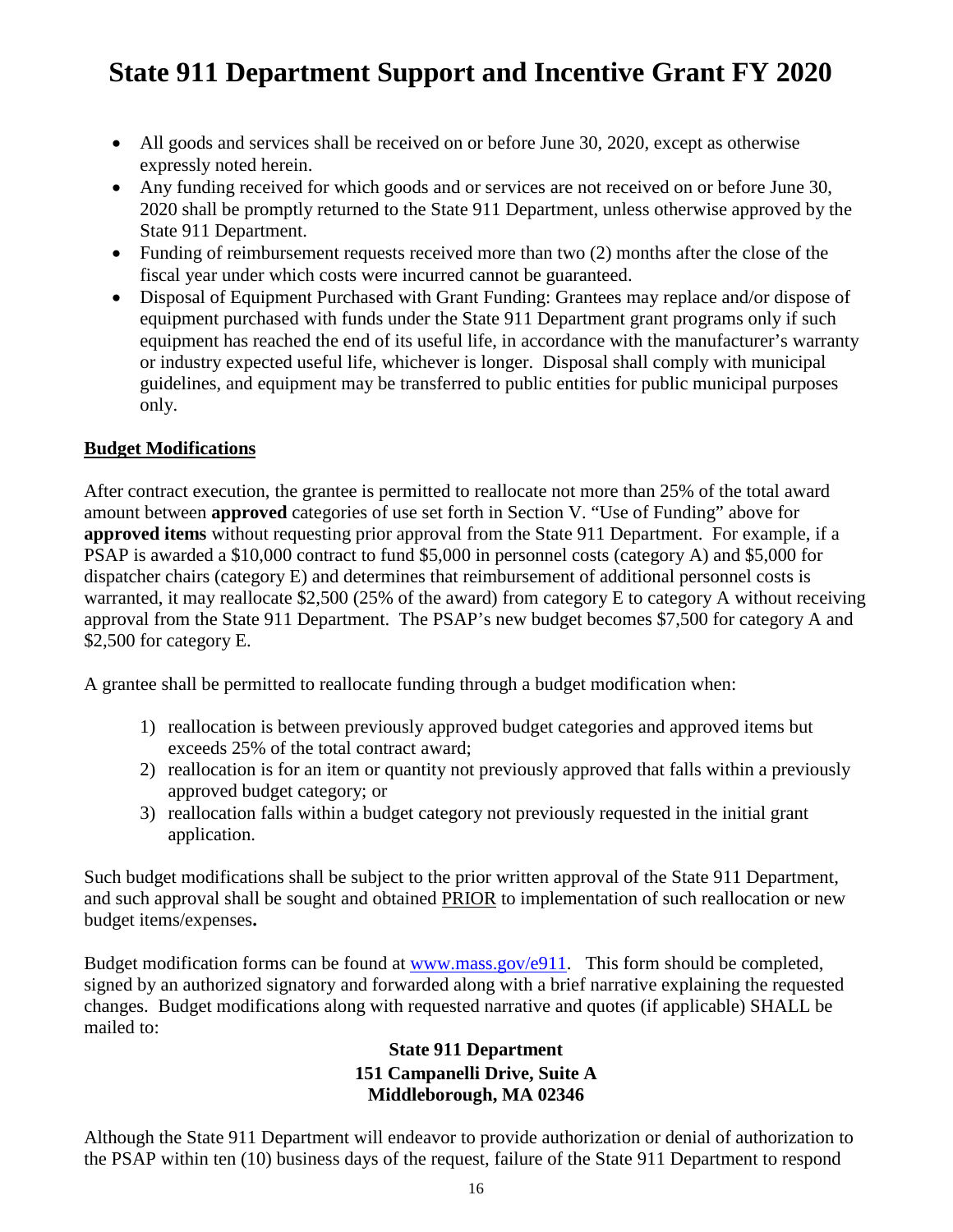# State 911 Department Support and Incentive Grant FY 2020

- All goods and services shall be received on or before June 30, 2020, except as otherwise expressly noted herein.
- Any funding received for which goods and or services are not received on or before June 30, 2020 shall be promptly returned to the State 911 Department, unless otherwise approved by the State 911 Department.
- Funding of reimbursement requests received more than two (2) months after the close of the fiscal year under which costs were incurred cannot be guaranteed.
- Disposal of Equipment Purchased with Grant Funding: Grantees may replace and/or dispose of equipment purchased with funds under the State 911 Department grant programs only if such equipment has reached the end of its useful life, in accordance with the manufacturer's warranty or industry expected useful life, whichever is longer. Disposal shall comply with municipal guidelines, and equipment may be transferred to public entities for public municipal purposes only.

**Budget Modifications**

After contract execution, the grantee is permitted to reallocate not more than 25% of the total award amount between **approved** categories of use set forth in Section V. "Use of Funding" above for **approved items** without requesting prior approval from the State 911 Department. For example, if a PSAP is awarded a $10,000 contract to fund $5,000 in personnel costs (category A) and $5,000 for dispatcher chairs (category E) and determines that reimbursement of additional personnel costs is warranted, it may reallocate $2,500 (25% of the award) from category E to category A without receiving approval from the State 911 Department. The PSAP's new budget becomes $7,500 for category A and $2,500 for category E.

A grantee shall be permitted to reallocate funding through a budget modification when:

1) reallocation is between previously approved budget categories and approved items but exceeds 25% of the total contract award;
2) reallocation is for an item or quantity not previously approved that falls within a previously approved budget category; or
3) reallocation falls within a budget category not previously requested in the initial grant application.

Such budget modifications shall be subject to the prior written approval of the State 911 Department, and such approval shall be sought and obtained PRIOR to implementation of such reallocation or new budget items/expenses**.**

Budget modification forms can be found at www.mass.gov/e911. This form should be completed, signed by an authorized signatory and forwarded along with a brief narrative explaining the requested changes. Budget modifications along with requested narrative and quotes (if applicable) SHALL be mailed to:

**State 911 Department**
**151 Campanelli Drive, Suite A**
**Middleborough, MA 02346**

Although the State 911 Department will endeavor to provide authorization or denial of authorization to the PSAP within ten (10) business days of the request, failure of the State 911 Department to respond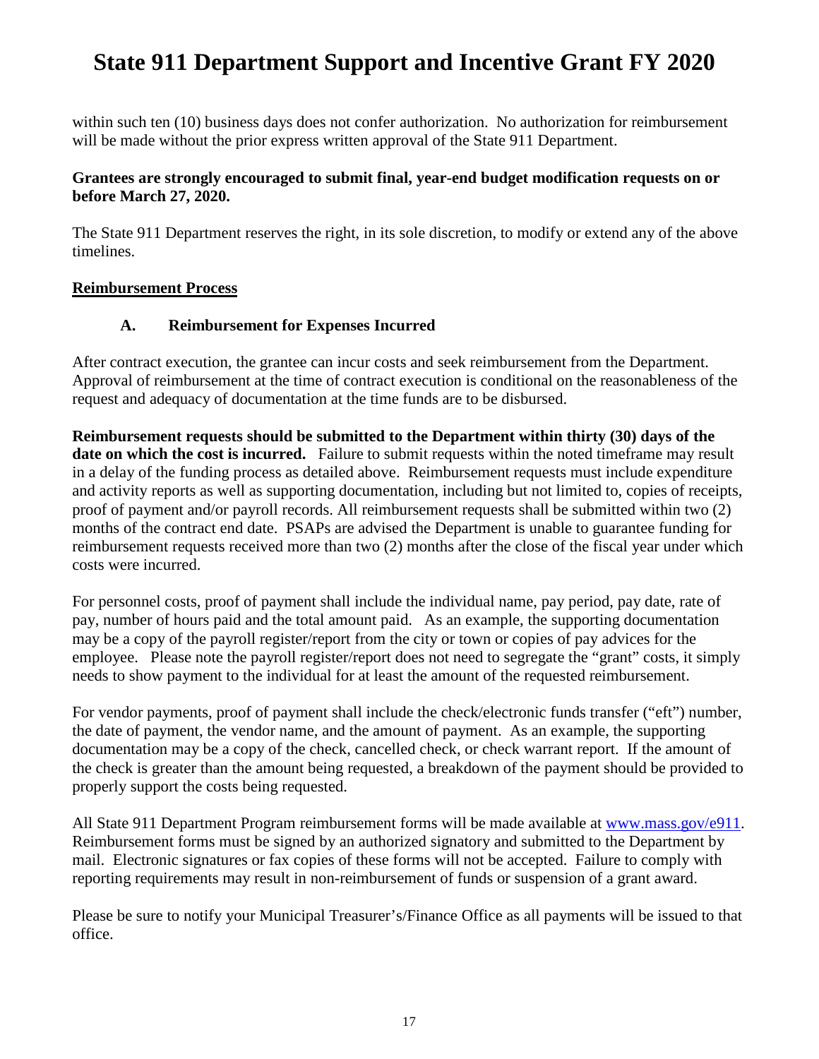within such ten (10) business days does not confer authorization. No authorization for reimbursement will be made without the prior express written approval of the State 911 Department.

**Grantees are strongly encouraged to submit final, year-end budget modification requests on or before March 27, 2020.**

The State 911 Department reserves the right, in its sole discretion, to modify or extend any of the above timelines.

## Reimbursement Process

### A. Reimbursement for Expenses Incurred

After contract execution, the grantee can incur costs and seek reimbursement from the Department. Approval of reimbursement at the time of contract execution is conditional on the reasonableness of the request and adequacy of documentation at the time funds are to be disbursed.

**Reimbursement requests should be submitted to the Department within thirty (30) days of the date on which the cost is incurred.** Failure to submit requests within the noted timeframe may result in a delay of the funding process as detailed above. Reimbursement requests must include expenditure and activity reports as well as supporting documentation, including but not limited to, copies of receipts, proof of payment and/or payroll records. All reimbursement requests shall be submitted within two (2) months of the contract end date. PSAPs are advised the Department is unable to guarantee funding for reimbursement requests received more than two (2) months after the close of the fiscal year under which costs were incurred.

For personnel costs, proof of payment shall include the individual name, pay period, pay date, rate of pay, number of hours paid and the total amount paid. As an example, the supporting documentation may be a copy of the payroll register/report from the city or town or copies of pay advices for the employee. Please note the payroll register/report does not need to segregate the "grant" costs, it simply needs to show payment to the individual for at least the amount of the requested reimbursement.

For vendor payments, proof of payment shall include the check/electronic funds transfer ("eft") number, the date of payment, the vendor name, and the amount of payment. As an example, the supporting documentation may be a copy of the check, cancelled check, or check warrant report. If the amount of the check is greater than the amount being requested, a breakdown of the payment should be provided to properly support the costs being requested.

All State 911 Department Program reimbursement forms will be made available at www.mass.gov/e911. Reimbursement forms must be signed by an authorized signatory and submitted to the Department by mail. Electronic signatures or fax copies of these forms will not be accepted. Failure to comply with reporting requirements may result in non-reimbursement of funds or suspension of a grant award.

Please be sure to notify your Municipal Treasurer's/Finance Office as all payments will be issued to that office.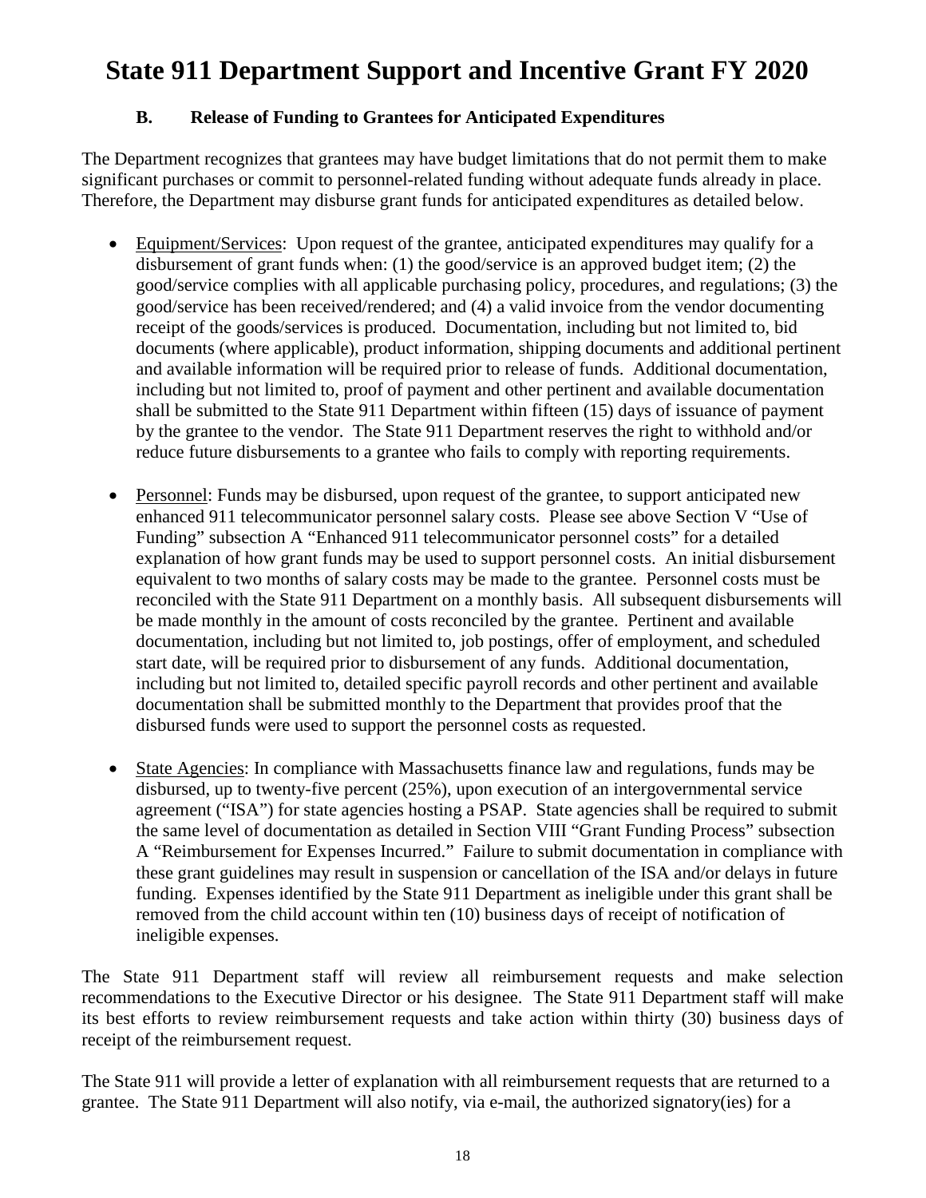### B. Release of Funding to Grantees for Anticipated Expenditures

The Department recognizes that grantees may have budget limitations that do not permit them to make significant purchases or commit to personnel-related funding without adequate funds already in place. Therefore, the Department may disburse grant funds for anticipated expenditures as detailed below.

- Equipment/Services: Upon request of the grantee, anticipated expenditures may qualify for a disbursement of grant funds when: (1) the good/service is an approved budget item; (2) the good/service complies with all applicable purchasing policy, procedures, and regulations; (3) the good/service has been received/rendered; and (4) a valid invoice from the vendor documenting receipt of the goods/services is produced. Documentation, including but not limited to, bid documents (where applicable), product information, shipping documents and additional pertinent and available information will be required prior to release of funds. Additional documentation, including but not limited to, proof of payment and other pertinent and available documentation shall be submitted to the State 911 Department within fifteen (15) days of issuance of payment by the grantee to the vendor. The State 911 Department reserves the right to withhold and/or reduce future disbursements to a grantee who fails to comply with reporting requirements.

- Personnel: Funds may be disbursed, upon request of the grantee, to support anticipated new enhanced 911 telecommunicator personnel salary costs. Please see above Section V "Use of Funding" subsection A "Enhanced 911 telecommunicator personnel costs" for a detailed explanation of how grant funds may be used to support personnel costs. An initial disbursement equivalent to two months of salary costs may be made to the grantee. Personnel costs must be reconciled with the State 911 Department on a monthly basis. All subsequent disbursements will be made monthly in the amount of costs reconciled by the grantee. Pertinent and available documentation, including but not limited to, job postings, offer of employment, and scheduled start date, will be required prior to disbursement of any funds. Additional documentation, including but not limited to, detailed specific payroll records and other pertinent and available documentation shall be submitted monthly to the Department that provides proof that the disbursed funds were used to support the personnel costs as requested.

- State Agencies: In compliance with Massachusetts finance law and regulations, funds may be disbursed, up to twenty-five percent (25%), upon execution of an intergovernmental service agreement ("ISA") for state agencies hosting a PSAP. State agencies shall be required to submit the same level of documentation as detailed in Section VIII "Grant Funding Process" subsection A "Reimbursement for Expenses Incurred." Failure to submit documentation in compliance with these grant guidelines may result in suspension or cancellation of the ISA and/or delays in future funding. Expenses identified by the State 911 Department as ineligible under this grant shall be removed from the child account within ten (10) business days of receipt of notification of ineligible expenses.

The State 911 Department staff will review all reimbursement requests and make selection recommendations to the Executive Director or his designee. The State 911 Department staff will make its best efforts to review reimbursement requests and take action within thirty (30) business days of receipt of the reimbursement request.

The State 911 will provide a letter of explanation with all reimbursement requests that are returned to a grantee. The State 911 Department will also notify, via e-mail, the authorized signatory(ies) for a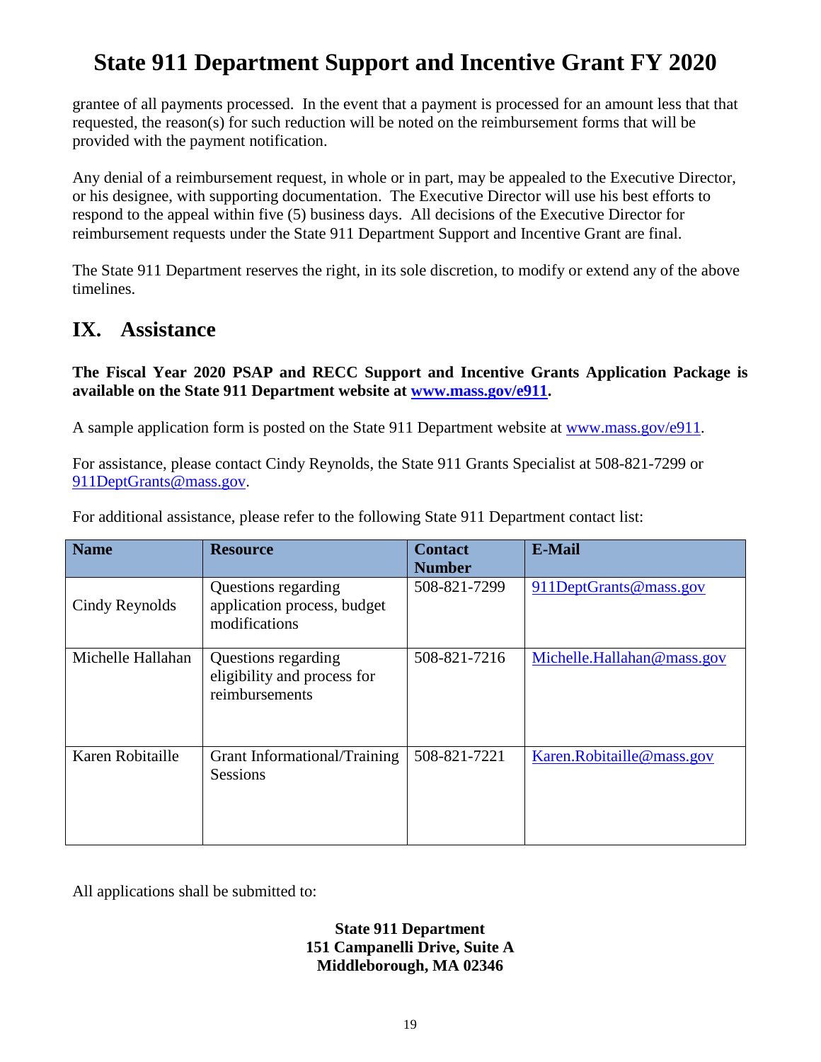grantee of all payments processed. In the event that a payment is processed for an amount less that that requested, the reason(s) for such reduction will be noted on the reimbursement forms that will be provided with the payment notification.

Any denial of a reimbursement request, in whole or in part, may be appealed to the Executive Director, or his designee, with supporting documentation. The Executive Director will use his best efforts to respond to the appeal within five (5) business days. All decisions of the Executive Director for reimbursement requests under the State 911 Department Support and Incentive Grant are final.

The State 911 Department reserves the right, in its sole discretion, to modify or extend any of the above timelines.

## IX. Assistance

**The Fiscal Year 2020 PSAP and RECC Support and Incentive Grants Application Package is available on the State 911 Department website at [www.mass.gov/e911](www.mass.gov/e911).**

A sample application form is posted on the State 911 Department website at [www.mass.gov/e911](www.mass.gov/e911).

For assistance, please contact Cindy Reynolds, the State 911 Grants Specialist at 508-821-7299 or [911DeptGrants@mass.gov](mailto:911DeptGrants@mass.gov).

For additional assistance, please refer to the following State 911 Department contact list:

| Name | Resource | Contact Number | E-Mail |
|---|---|---|---|
| Cindy Reynolds | Questions regarding application process, budget modifications | 508-821-7299 | [911DeptGrants@mass.gov](mailto:911DeptGrants@mass.gov) |
| Michelle Hallahan | Questions regarding eligibility and process for reimbursements | 508-821-7216 | [Michelle.Hallahan@mass.gov](mailto:Michelle.Hallahan@mass.gov) |
| Karen Robitaille | Grant Informational/Training Sessions | 508-821-7221 | [Karen.Robitaille@mass.gov](mailto:Karen.Robitaille@mass.gov) |

All applications shall be submitted to:

**State 911 Department**
**151 Campanelli Drive, Suite A**
**Middleborough, MA 02346**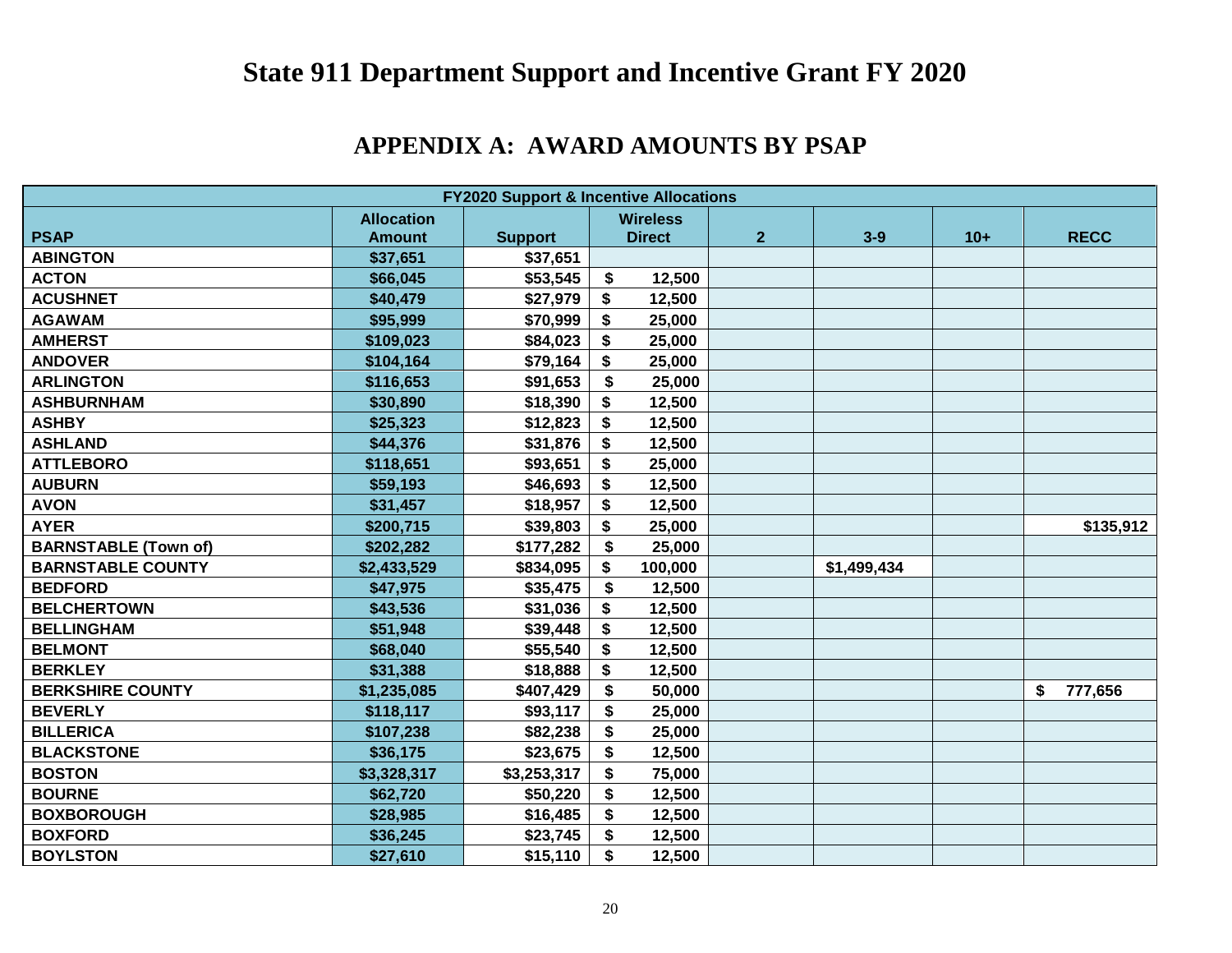# State 911 Department Support and Incentive Grant FY 2020

## APPENDIX A: AWARD AMOUNTS BY PSAP

| FY2020 Support & Incentive Allocations | | | | | | | |
|---|---|---|---|---|---|---|---|
| PSAP | Allocation Amount | Support | Wireless Direct | 2 | 3-9 | 10+ | RECC |
| ABINGTON | $37,651 | $37,651 | | | | | |
| ACTON | $66,045 | $53,545 | $ 12,500 | | | | |
| ACUSHNET | $40,479 | $27,979 | $ 12,500 | | | | |
| AGAWAM | $95,999 | $70,999 | $ 25,000 | | | | |
| AMHERST | $109,023 | $84,023 | $ 25,000 | | | | |
| ANDOVER | $104,164 | $79,164 | $ 25,000 | | | | |
| ARLINGTON | $116,653 | $91,653 | $ 25,000 | | | | |
| ASHBURNHAM | $30,890 | $18,390 | $ 12,500 | | | | |
| ASHBY | $25,323 | $12,823 | $ 12,500 | | | | |
| ASHLAND | $44,376 | $31,876 | $ 12,500 | | | | |
| ATTLEBORO | $118,651 | $93,651 | $ 25,000 | | | | |
| AUBURN | $59,193 | $46,693 | $ 12,500 | | | | |
| AVON | $31,457 | $18,957 | $ 12,500 | | | | |
| AYER | $200,715 | $39,803 | $ 25,000 | | | | $135,912 |
| BARNSTABLE (Town of) | $202,282 | $177,282 | $ 25,000 | | | | |
| BARNSTABLE COUNTY | $2,433,529 | $834,095 | $ 100,000 | | $1,499,434 | | |
| BEDFORD | $47,975 | $35,475 | $ 12,500 | | | | |
| BELCHERTOWN | $43,536 | $31,036 | $ 12,500 | | | | |
| BELLINGHAM | $51,948 | $39,448 | $ 12,500 | | | | |
| BELMONT | $68,040 | $55,540 | $ 12,500 | | | | |
| BERKLEY | $31,388 | $18,888 | $ 12,500 | | | | |
| BERKSHIRE COUNTY | $1,235,085 | $407,429 | $ 50,000 | | | | $ 777,656 |
| BEVERLY | $118,117 | $93,117 | $ 25,000 | | | | |
| BILLERICA | $107,238 | $82,238 | $ 25,000 | | | | |
| BLACKSTONE | $36,175 | $23,675 | $ 12,500 | | | | |
| BOSTON | $3,328,317 | $3,253,317 | $ 75,000 | | | | |
| BOURNE | $62,720 | $50,220 | $ 12,500 | | | | |
| BOXBOROUGH | $28,985 | $16,485 | $ 12,500 | | | | |
| BOXFORD | $36,245 | $23,745 | $ 12,500 | | | | |
| BOYLSTON | $27,610 | $15,110 | $ 12,500 | | | | |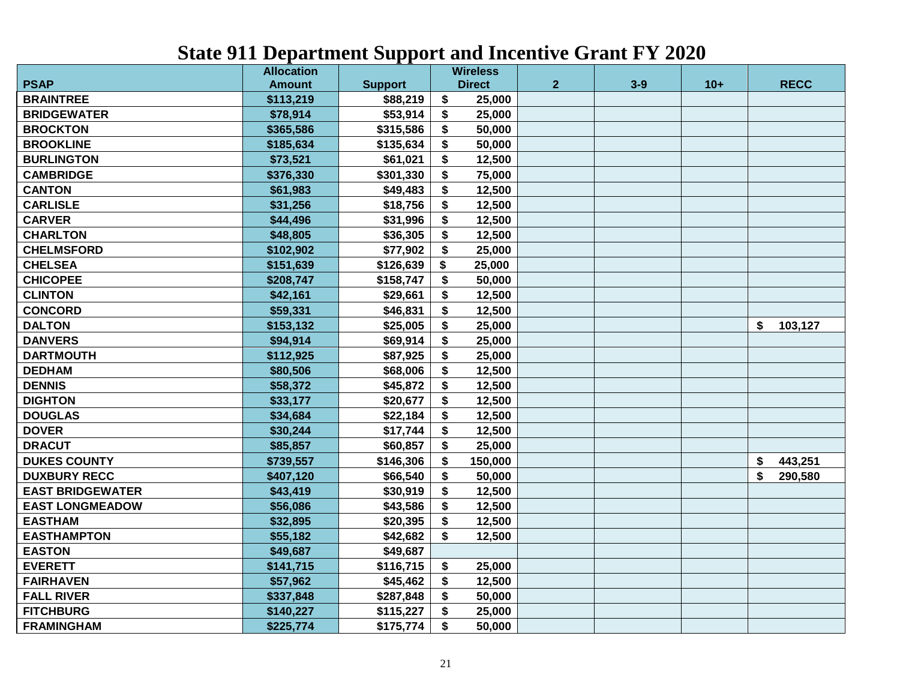# State 911 Department Support and Incentive Grant FY 2020

| PSAP | Allocation Amount | Support | Wireless Direct | 2 | 3-9 | 10+ | RECC |
|---|---|---|---|---|---|---|---|
| BRAINTREE | $113,219 | $88,219 | $ 25,000 | | | | |
| BRIDGEWATER | $78,914 | $53,914 | $ 25,000 | | | | |
| BROCKTON | $365,586 | $315,586 | $ 50,000 | | | | |
| BROOKLINE | $185,634 | $135,634 | $ 50,000 | | | | |
| BURLINGTON | $73,521 | $61,021 | $ 12,500 | | | | |
| CAMBRIDGE | $376,330 | $301,330 | $ 75,000 | | | | |
| CANTON | $61,983 | $49,483 | $ 12,500 | | | | |
| CARLISLE | $31,256 | $18,756 | $ 12,500 | | | | |
| CARVER | $44,496 | $31,996 | $ 12,500 | | | | |
| CHARLTON | $48,805 | $36,305 | $ 12,500 | | | | |
| CHELMSFORD | $102,902 | $77,902 | $ 25,000 | | | | |
| CHELSEA | $151,639 | $126,639 | $ 25,000 | | | | |
| CHICOPEE | $208,747 | $158,747 | $ 50,000 | | | | |
| CLINTON | $42,161 | $29,661 | $ 12,500 | | | | |
| CONCORD | $59,331 | $46,831 | $ 12,500 | | | | |
| DALTON | $153,132 | $25,005 | $ 25,000 | | | | $ 103,127 |
| DANVERS | $94,914 | $69,914 | $ 25,000 | | | | |
| DARTMOUTH | $112,925 | $87,925 | $ 25,000 | | | | |
| DEDHAM | $80,506 | $68,006 | $ 12,500 | | | | |
| DENNIS | $58,372 | $45,872 | $ 12,500 | | | | |
| DIGHTON | $33,177 | $20,677 | $ 12,500 | | | | |
| DOUGLAS | $34,684 | $22,184 | $ 12,500 | | | | |
| DOVER | $30,244 | $17,744 | $ 12,500 | | | | |
| DRACUT | $85,857 | $60,857 | $ 25,000 | | | | |
| DUKES COUNTY | $739,557 | $146,306 | $ 150,000 | | | | $ 443,251 |
| DUXBURY RECC | $407,120 | $66,540 | $ 50,000 | | | | $ 290,580 |
| EAST BRIDGEWATER | $43,419 | $30,919 | $ 12,500 | | | | |
| EAST LONGMEADOW | $56,086 | $43,586 | $ 12,500 | | | | |
| EASTHAM | $32,895 | $20,395 | $ 12,500 | | | | |
| EASTHAMPTON | $55,182 | $42,682 | $ 12,500 | | | | |
| EASTON | $49,687 | $49,687 | | | | | |
| EVERETT | $141,715 | $116,715 | $ 25,000 | | | | |
| FAIRHAVEN | $57,962 | $45,462 | $ 12,500 | | | | |
| FALL RIVER | $337,848 | $287,848 | $ 50,000 | | | | |
| FITCHBURG | $140,227 | $115,227 | $ 25,000 | | | | |
| FRAMINGHAM | $225,774 | $175,774 | $ 50,000 | | | | |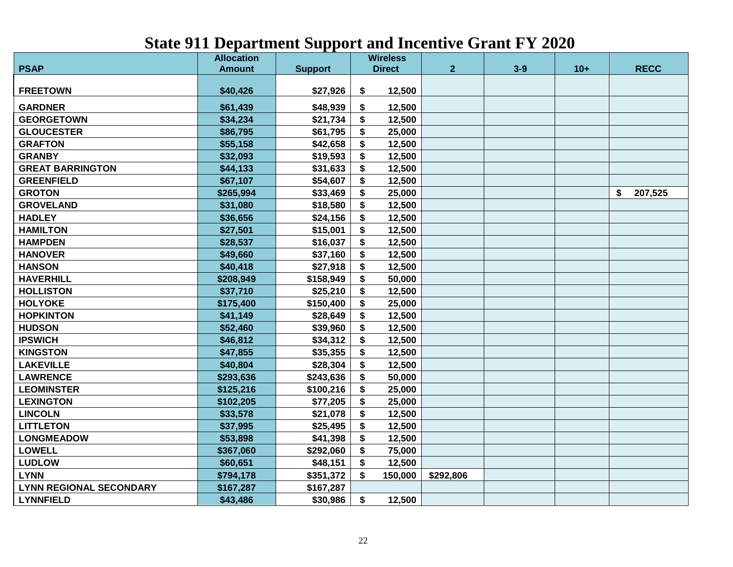# State 911 Department Support and Incentive Grant FY 2020

| PSAP | Allocation Amount | Support | Wireless Direct | 2 | 3-9 | 10+ | RECC |
|---|---|---|---|---|---|---|---|
| FREETOWN | $40,426 | $27,926 | $ 12,500 | | | | |
| GARDNER | $61,439 | $48,939 | $ 12,500 | | | | |
| GEORGETOWN | $34,234 | $21,734 | $ 12,500 | | | | |
| GLOUCESTER | $86,795 | $61,795 | $ 25,000 | | | | |
| GRAFTON | $55,158 | $42,658 | $ 12,500 | | | | |
| GRANBY | $32,093 | $19,593 | $ 12,500 | | | | |
| GREAT BARRINGTON | $44,133 | $31,633 | $ 12,500 | | | | |
| GREENFIELD | $67,107 | $54,607 | $ 12,500 | | | | |
| GROTON | $265,994 | $33,469 | $ 25,000 | | | | $ 207,525 |
| GROVELAND | $31,080 | $18,580 | $ 12,500 | | | | |
| HADLEY | $36,656 | $24,156 | $ 12,500 | | | | |
| HAMILTON | $27,501 | $15,001 | $ 12,500 | | | | |
| HAMPDEN | $28,537 | $16,037 | $ 12,500 | | | | |
| HANOVER | $49,660 | $37,160 | $ 12,500 | | | | |
| HANSON | $40,418 | $27,918 | $ 12,500 | | | | |
| HAVERHILL | $208,949 | $158,949 | $ 50,000 | | | | |
| HOLLISTON | $37,710 | $25,210 | $ 12,500 | | | | |
| HOLYOKE | $175,400 | $150,400 | $ 25,000 | | | | |
| HOPKINTON | $41,149 | $28,649 | $ 12,500 | | | | |
| HUDSON | $52,460 | $39,960 | $ 12,500 | | | | |
| IPSWICH | $46,812 | $34,312 | $ 12,500 | | | | |
| KINGSTON | $47,855 | $35,355 | $ 12,500 | | | | |
| LAKEVILLE | $40,804 | $28,304 | $ 12,500 | | | | |
| LAWRENCE | $293,636 | $243,636 | $ 50,000 | | | | |
| LEOMINSTER | $125,216 | $100,216 | $ 25,000 | | | | |
| LEXINGTON | $102,205 | $77,205 | $ 25,000 | | | | |
| LINCOLN | $33,578 | $21,078 | $ 12,500 | | | | |
| LITTLETON | $37,995 | $25,495 | $ 12,500 | | | | |
| LONGMEADOW | $53,898 | $41,398 | $ 12,500 | | | | |
| LOWELL | $367,060 | $292,060 | $ 75,000 | | | | |
| LUDLOW | $60,651 | $48,151 | $ 12,500 | | | | |
| LYNN | $794,178 | $351,372 | $ 150,000 | $292,806 | | | |
| LYNN REGIONAL SECONDARY | $167,287 | $167,287 | | | | | |
| LYNNFIELD | $43,486 | $30,986 | $ 12,500 | | | | |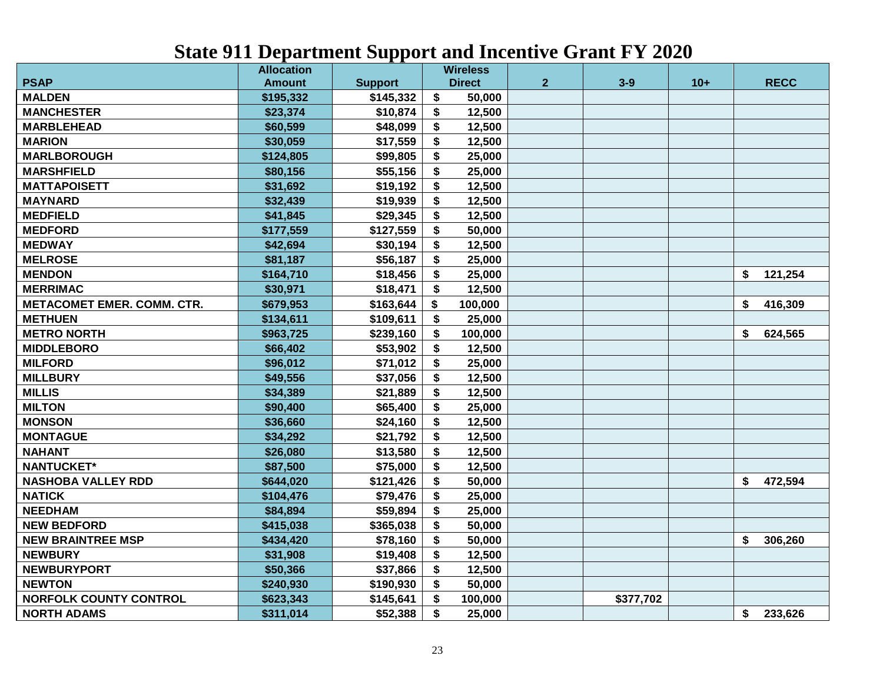# State 911 Department Support and Incentive Grant FY 2020

| PSAP | Allocation Amount | Support | Wireless Direct | 2 | 3-9 | 10+ | RECC |
|---|---|---|---|---|---|---|---|
| MALDEN | $195,332 | $145,332 | $ 50,000 | | | | |
| MANCHESTER | $23,374 | $10,874 | $ 12,500 | | | | |
| MARBLEHEAD | $60,599 | $48,099 | $ 12,500 | | | | |
| MARION | $30,059 | $17,559 | $ 12,500 | | | | |
| MARLBOROUGH | $124,805 | $99,805 | $ 25,000 | | | | |
| MARSHFIELD | $80,156 | $55,156 | $ 25,000 | | | | |
| MATTAPOISETT | $31,692 | $19,192 | $ 12,500 | | | | |
| MAYNARD | $32,439 | $19,939 | $ 12,500 | | | | |
| MEDFIELD | $41,845 | $29,345 | $ 12,500 | | | | |
| MEDFORD | $177,559 | $127,559 | $ 50,000 | | | | |
| MEDWAY | $42,694 | $30,194 | $ 12,500 | | | | |
| MELROSE | $81,187 | $56,187 | $ 25,000 | | | | |
| MENDON | $164,710 | $18,456 | $ 25,000 | | | | $ 121,254 |
| MERRIMAC | $30,971 | $18,471 | $ 12,500 | | | | |
| METACOMET EMER. COMM. CTR. | $679,953 | $163,644 | $ 100,000 | | | | $ 416,309 |
| METHUEN | $134,611 | $109,611 | $ 25,000 | | | | |
| METRO NORTH | $963,725 | $239,160 | $ 100,000 | | | | $ 624,565 |
| MIDDLEBORO | $66,402 | $53,902 | $ 12,500 | | | | |
| MILFORD | $96,012 | $71,012 | $ 25,000 | | | | |
| MILLBURY | $49,556 | $37,056 | $ 12,500 | | | | |
| MILLIS | $34,389 | $21,889 | $ 12,500 | | | | |
| MILTON | $90,400 | $65,400 | $ 25,000 | | | | |
| MONSON | $36,660 | $24,160 | $ 12,500 | | | | |
| MONTAGUE | $34,292 | $21,792 | $ 12,500 | | | | |
| NAHANT | $26,080 | $13,580 | $ 12,500 | | | | |
| NANTUCKET* | $87,500 | $75,000 | $ 12,500 | | | | |
| NASHOBA VALLEY RDD | $644,020 | $121,426 | $ 50,000 | | | | $ 472,594 |
| NATICK | $104,476 | $79,476 | $ 25,000 | | | | |
| NEEDHAM | $84,894 | $59,894 | $ 25,000 | | | | |
| NEW BEDFORD | $415,038 | $365,038 | $ 50,000 | | | | |
| NEW BRAINTREE MSP | $434,420 | $78,160 | $ 50,000 | | | | $ 306,260 |
| NEWBURY | $31,908 | $19,408 | $ 12,500 | | | | |
| NEWBURYPORT | $50,366 | $37,866 | $ 12,500 | | | | |
| NEWTON | $240,930 | $190,930 | $ 50,000 | | | | |
| NORFOLK COUNTY CONTROL | $623,343 | $145,641 | $ 100,000 | | $377,702 | | |
| NORTH ADAMS | $311,014 | $52,388 | $ 25,000 | | | | $ 233,626 |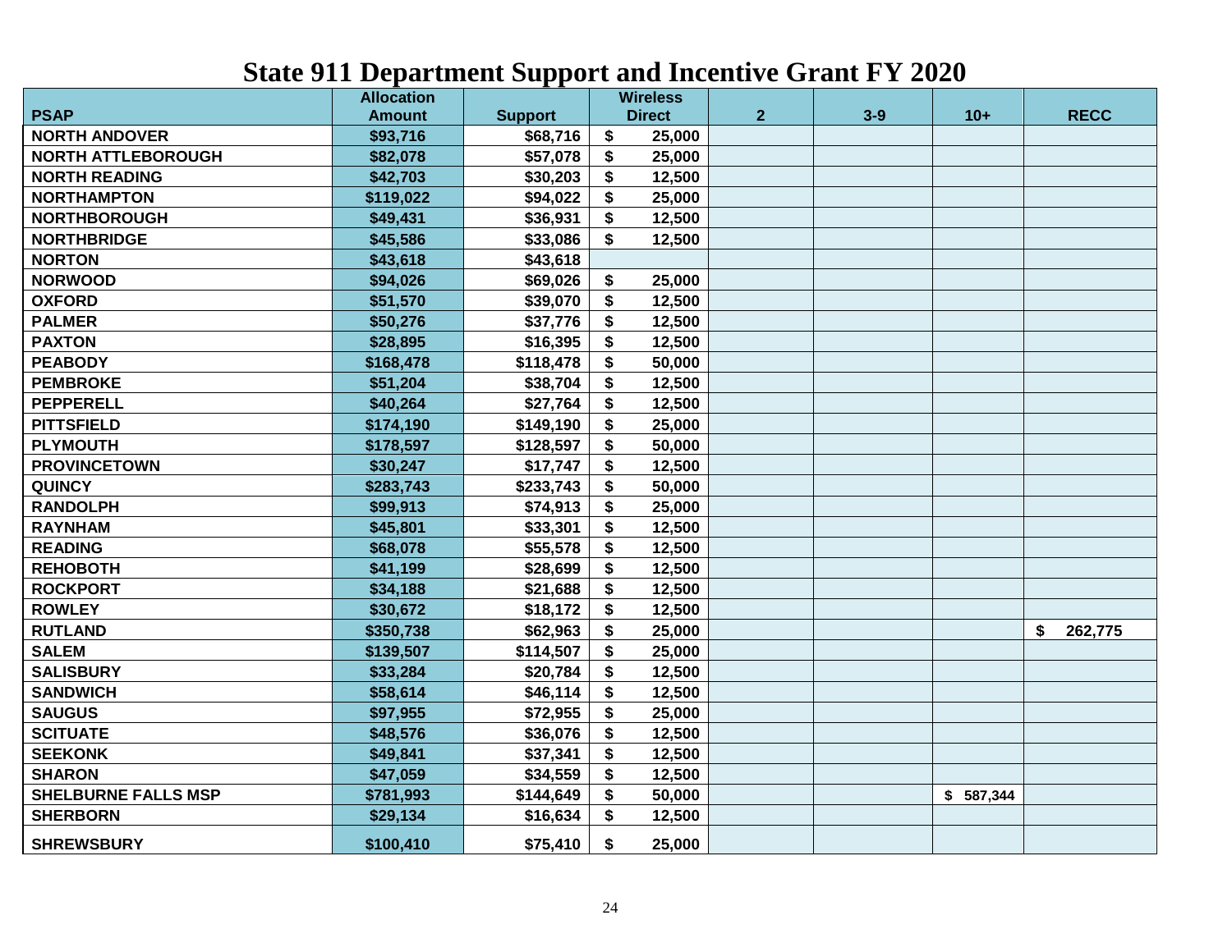# State 911 Department Support and Incentive Grant FY 2020

| PSAP | Allocation Amount | Support | Wireless Direct | 2 | 3-9 | 10+ | RECC |
|---|---|---|---|---|---|---|---|
| NORTH ANDOVER | $93,716 | $68,716 | $ 25,000 | | | | |
| NORTH ATTLEBOROUGH | $82,078 | $57,078 | $ 25,000 | | | | |
| NORTH READING | $42,703 | $30,203 | $ 12,500 | | | | |
| NORTHAMPTON | $119,022 | $94,022 | $ 25,000 | | | | |
| NORTHBOROUGH | $49,431 | $36,931 | $ 12,500 | | | | |
| NORTHBRIDGE | $45,586 | $33,086 | $ 12,500 | | | | |
| NORTON | $43,618 | $43,618 | | | | | |
| NORWOOD | $94,026 | $69,026 | $ 25,000 | | | | |
| OXFORD | $51,570 | $39,070 | $ 12,500 | | | | |
| PALMER | $50,276 | $37,776 | $ 12,500 | | | | |
| PAXTON | $28,895 | $16,395 | $ 12,500 | | | | |
| PEABODY | $168,478 | $118,478 | $ 50,000 | | | | |
| PEMBROKE | $51,204 | $38,704 | $ 12,500 | | | | |
| PEPPERELL | $40,264 | $27,764 | $ 12,500 | | | | |
| PITTSFIELD | $174,190 | $149,190 | $ 25,000 | | | | |
| PLYMOUTH | $178,597 | $128,597 | $ 50,000 | | | | |
| PROVINCETOWN | $30,247 | $17,747 | $ 12,500 | | | | |
| QUINCY | $283,743 | $233,743 | $ 50,000 | | | | |
| RANDOLPH | $99,913 | $74,913 | $ 25,000 | | | | |
| RAYNHAM | $45,801 | $33,301 | $ 12,500 | | | | |
| READING | $68,078 | $55,578 | $ 12,500 | | | | |
| REHOBOTH | $41,199 | $28,699 | $ 12,500 | | | | |
| ROCKPORT | $34,188 | $21,688 | $ 12,500 | | | | |
| ROWLEY | $30,672 | $18,172 | $ 12,500 | | | | |
| RUTLAND | $350,738 | $62,963 | $ 25,000 | | | | $ 262,775 |
| SALEM | $139,507 | $114,507 | $ 25,000 | | | | |
| SALISBURY | $33,284 | $20,784 | $ 12,500 | | | | |
| SANDWICH | $58,614 | $46,114 | $ 12,500 | | | | |
| SAUGUS | $97,955 | $72,955 | $ 25,000 | | | | |
| SCITUATE | $48,576 | $36,076 | $ 12,500 | | | | |
| SEEKONK | $49,841 | $37,341 | $ 12,500 | | | | |
| SHARON | $47,059 | $34,559 | $ 12,500 | | | | |
| SHELBURNE FALLS MSP | $781,993 | $144,649 | $ 50,000 | | | $ 587,344 | |
| SHERBORN | $29,134 | $16,634 | $ 12,500 | | | | |
| SHREWSBURY | $100,410 | $75,410 | $ 25,000 | | | | |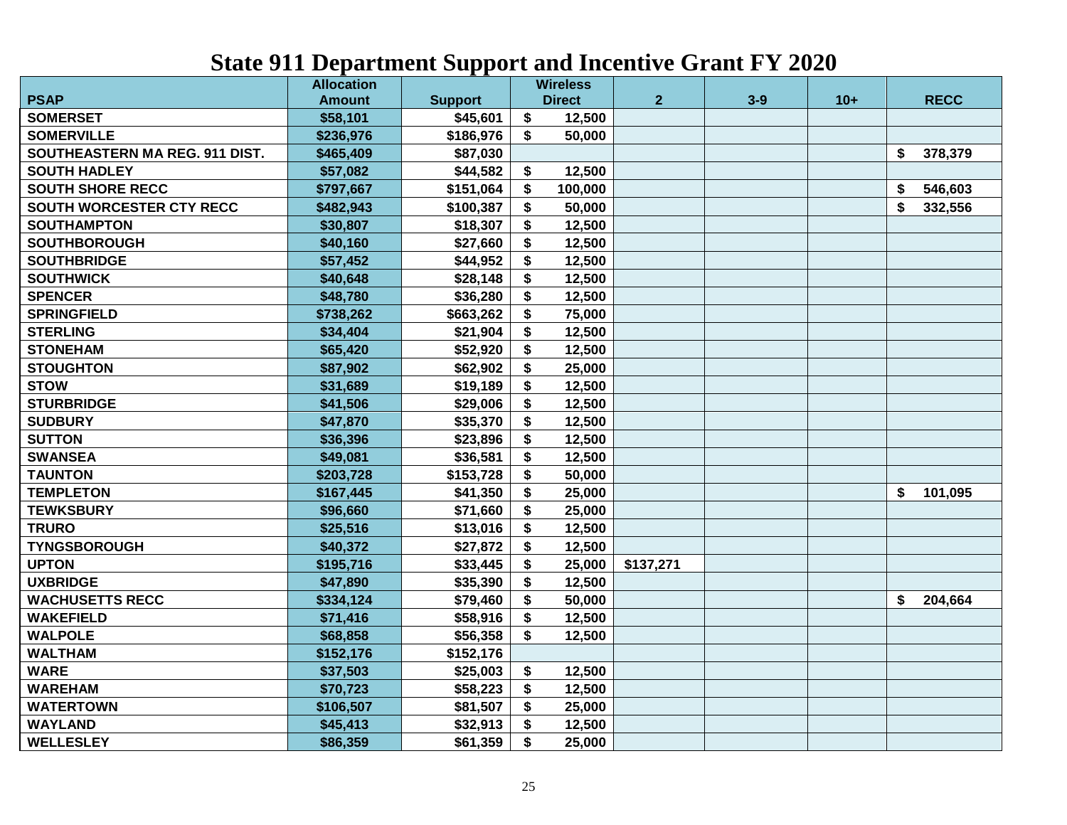# State 911 Department Support and Incentive Grant FY 2020

| PSAP | Allocation Amount | Support | Wireless Direct | 2 | 3-9 | 10+ | RECC |
|---|---|---|---|---|---|---|---|
| SOMERSET | $58,101 | $45,601 | $ 12,500 | | | | |
| SOMERVILLE | $236,976 | $186,976 | $ 50,000 | | | | |
| SOUTHEASTERN MA REG. 911 DIST. | $465,409 | $87,030 | | | | | $ 378,379 |
| SOUTH HADLEY | $57,082 | $44,582 | $ 12,500 | | | | |
| SOUTH SHORE RECC | $797,667 | $151,064 | $ 100,000 | | | | $ 546,603 |
| SOUTH WORCESTER CTY RECC | $482,943 | $100,387 | $ 50,000 | | | | $ 332,556 |
| SOUTHAMPTON | $30,807 | $18,307 | $ 12,500 | | | | |
| SOUTHBOROUGH | $40,160 | $27,660 | $ 12,500 | | | | |
| SOUTHBRIDGE | $57,452 | $44,952 | $ 12,500 | | | | |
| SOUTHWICK | $40,648 | $28,148 | $ 12,500 | | | | |
| SPENCER | $48,780 | $36,280 | $ 12,500 | | | | |
| SPRINGFIELD | $738,262 | $663,262 | $ 75,000 | | | | |
| STERLING | $34,404 | $21,904 | $ 12,500 | | | | |
| STONEHAM | $65,420 | $52,920 | $ 12,500 | | | | |
| STOUGHTON | $87,902 | $62,902 | $ 25,000 | | | | |
| STOW | $31,689 | $19,189 | $ 12,500 | | | | |
| STURBRIDGE | $41,506 | $29,006 | $ 12,500 | | | | |
| SUDBURY | $47,870 | $35,370 | $ 12,500 | | | | |
| SUTTON | $36,396 | $23,896 | $ 12,500 | | | | |
| SWANSEA | $49,081 | $36,581 | $ 12,500 | | | | |
| TAUNTON | $203,728 | $153,728 | $ 50,000 | | | | |
| TEMPLETON | $167,445 | $41,350 | $ 25,000 | | | | $ 101,095 |
| TEWKSBURY | $96,660 | $71,660 | $ 25,000 | | | | |
| TRURO | $25,516 | $13,016 | $ 12,500 | | | | |
| TYNGSBOROUGH | $40,372 | $27,872 | $ 12,500 | | | | |
| UPTON | $195,716 | $33,445 | $ 25,000 | $137,271 | | | |
| UXBRIDGE | $47,890 | $35,390 | $ 12,500 | | | | |
| WACHUSETTS RECC | $334,124 | $79,460 | $ 50,000 | | | | $ 204,664 |
| WAKEFIELD | $71,416 | $58,916 | $ 12,500 | | | | |
| WALPOLE | $68,858 | $56,358 | $ 12,500 | | | | |
| WALTHAM | $152,176 | $152,176 | | | | | |
| WARE | $37,503 | $25,003 | $ 12,500 | | | | |
| WAREHAM | $70,723 | $58,223 | $ 12,500 | | | | |
| WATERTOWN | $106,507 | $81,507 | $ 25,000 | | | | |
| WAYLAND | $45,413 | $32,913 | $ 12,500 | | | | |
| WELLESLEY | $86,359 | $61,359 | $ 25,000 | | | | |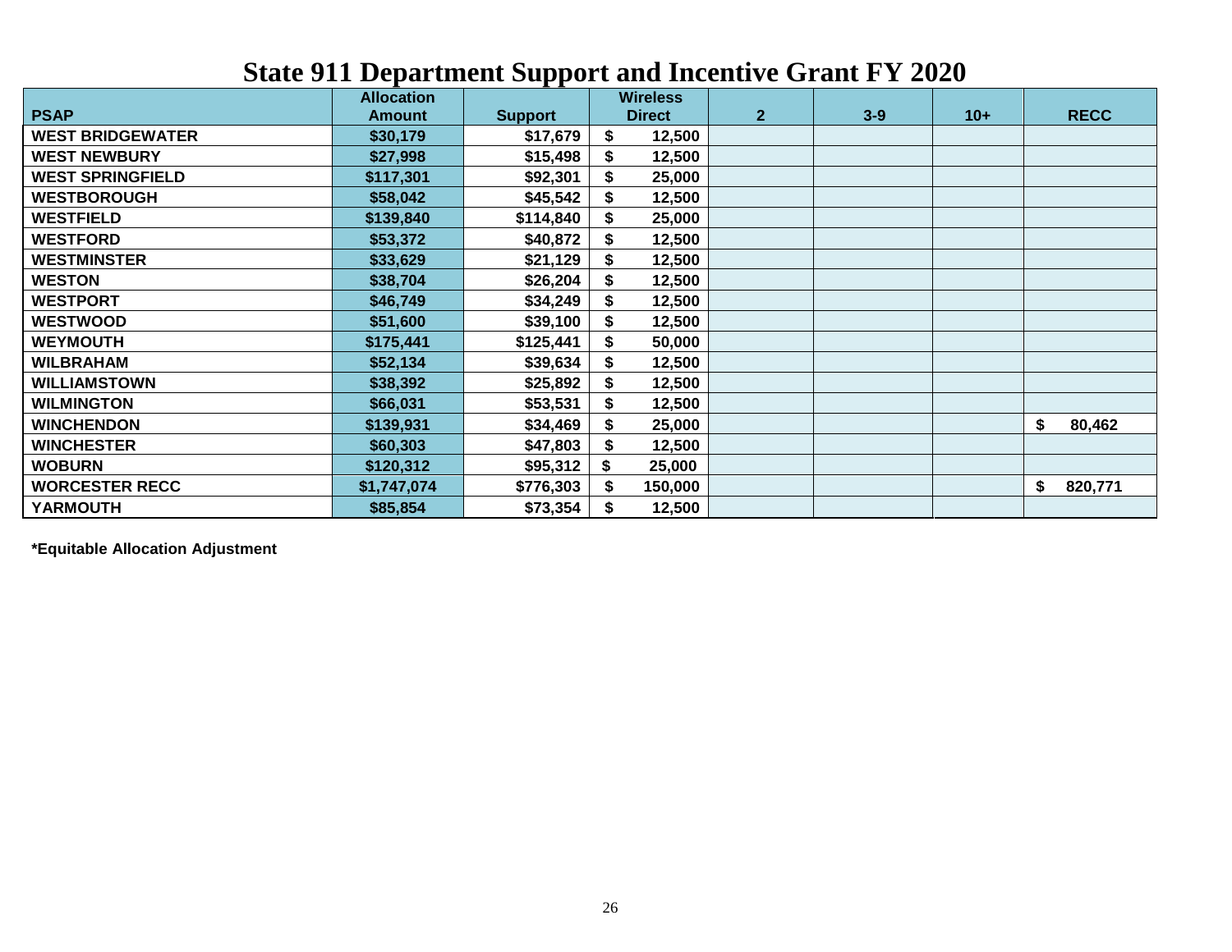# State 911 Department Support and Incentive Grant FY 2020

| PSAP | Allocation Amount | Support | Wireless Direct | 2 | 3-9 | 10+ | RECC |
|---|---|---|---|---|---|---|---|
| WEST BRIDGEWATER | $30,179 | $17,679 | $ 12,500 | | | | |
| WEST NEWBURY | $27,998 | $15,498 | $ 12,500 | | | | |
| WEST SPRINGFIELD | $117,301 | $92,301 | $ 25,000 | | | | |
| WESTBOROUGH | $58,042 | $45,542 | $ 12,500 | | | | |
| WESTFIELD | $139,840 | $114,840 | $ 25,000 | | | | |
| WESTFORD | $53,372 | $40,872 | $ 12,500 | | | | |
| WESTMINSTER | $33,629 | $21,129 | $ 12,500 | | | | |
| WESTON | $38,704 | $26,204 | $ 12,500 | | | | |
| WESTPORT | $46,749 | $34,249 | $ 12,500 | | | | |
| WESTWOOD | $51,600 | $39,100 | $ 12,500 | | | | |
| WEYMOUTH | $175,441 | $125,441 | $ 50,000 | | | | |
| WILBRAHAM | $52,134 | $39,634 | $ 12,500 | | | | |
| WILLIAMSTOWN | $38,392 | $25,892 | $ 12,500 | | | | |
| WILMINGTON | $66,031 | $53,531 | $ 12,500 | | | | |
| WINCHENDON | $139,931 | $34,469 | $ 25,000 | | | | $ 80,462 |
| WINCHESTER | $60,303 | $47,803 | $ 12,500 | | | | |
| WOBURN | $120,312 | $95,312 | $ 25,000 | | | | |
| WORCESTER RECC | $1,747,074 | $776,303 | $ 150,000 | | | | $ 820,771 |
| YARMOUTH | $85,854 | $73,354 | $ 12,500 | | | | |

**\*Equitable Allocation Adjustment**